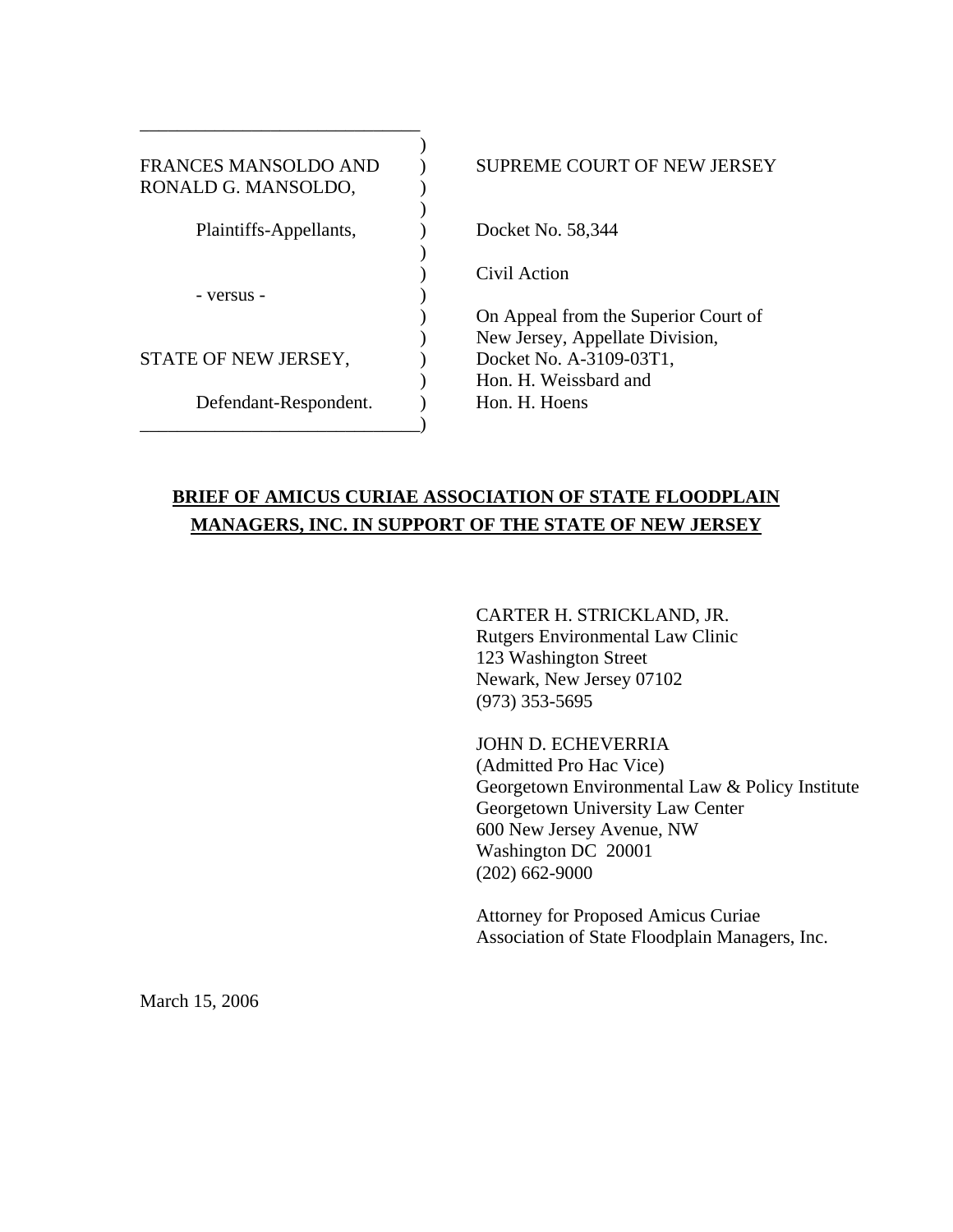| | |
|---|---|
| FRANCES MANSOLDO AND RONALD G. MANSOLDO, | SUPREME COURT OF NEW JERSEY |
| Plaintiffs-Appellants, | Docket No. 58,344 |
| | Civil Action |
| - versus - | |
| | On Appeal from the Superior Court of New Jersey, Appellate Division, |
| STATE OF NEW JERSEY, | Docket No. A-3109-03T1, |
| | Hon. H. Weissbard and |
| Defendant-Respondent. | Hon. H. Hoens |

**BRIEF OF AMICUS CURIAE ASSOCIATION OF STATE FLOODPLAIN MANAGERS, INC. IN SUPPORT OF THE STATE OF NEW JERSEY**

CARTER H. STRICKLAND, JR.
Rutgers Environmental Law Clinic
123 Washington Street
Newark, New Jersey 07102
(973) 353-5695

JOHN D. ECHEVERRIA
(Admitted Pro Hac Vice)
Georgetown Environmental Law & Policy Institute
Georgetown University Law Center
600 New Jersey Avenue, NW
Washington DC 20001
(202) 662-9000

Attorney for Proposed Amicus Curiae
Association of State Floodplain Managers, Inc.

March 15, 2006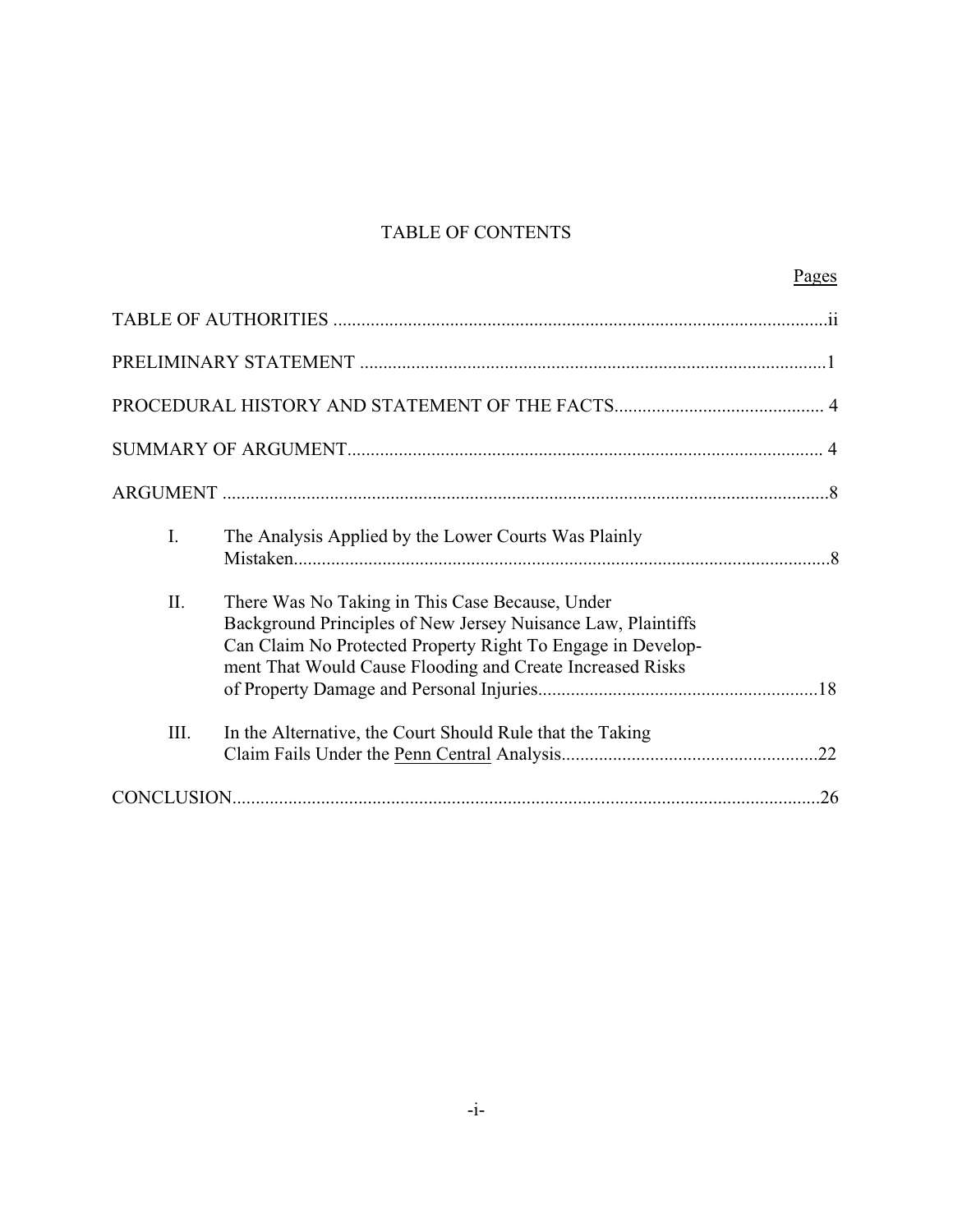# TABLE OF CONTENTS

| | Pages |
|---|---|
| TABLE OF AUTHORITIES | ii |
| PRELIMINARY STATEMENT | 1 |
| PROCEDURAL HISTORY AND STATEMENT OF THE FACTS | 4 |
| SUMMARY OF ARGUMENT | 4 |
| ARGUMENT | 8 |
| I. The Analysis Applied by the Lower Courts Was Plainly Mistaken | 8 |
| II. There Was No Taking in This Case Because, Under Background Principles of New Jersey Nuisance Law, Plaintiffs Can Claim No Protected Property Right To Engage in Development That Would Cause Flooding and Create Increased Risks of Property Damage and Personal Injuries | 18 |
| III. In the Alternative, the Court Should Rule that the Taking Claim Fails Under the Penn Central Analysis | 22 |
| CONCLUSION | 26 |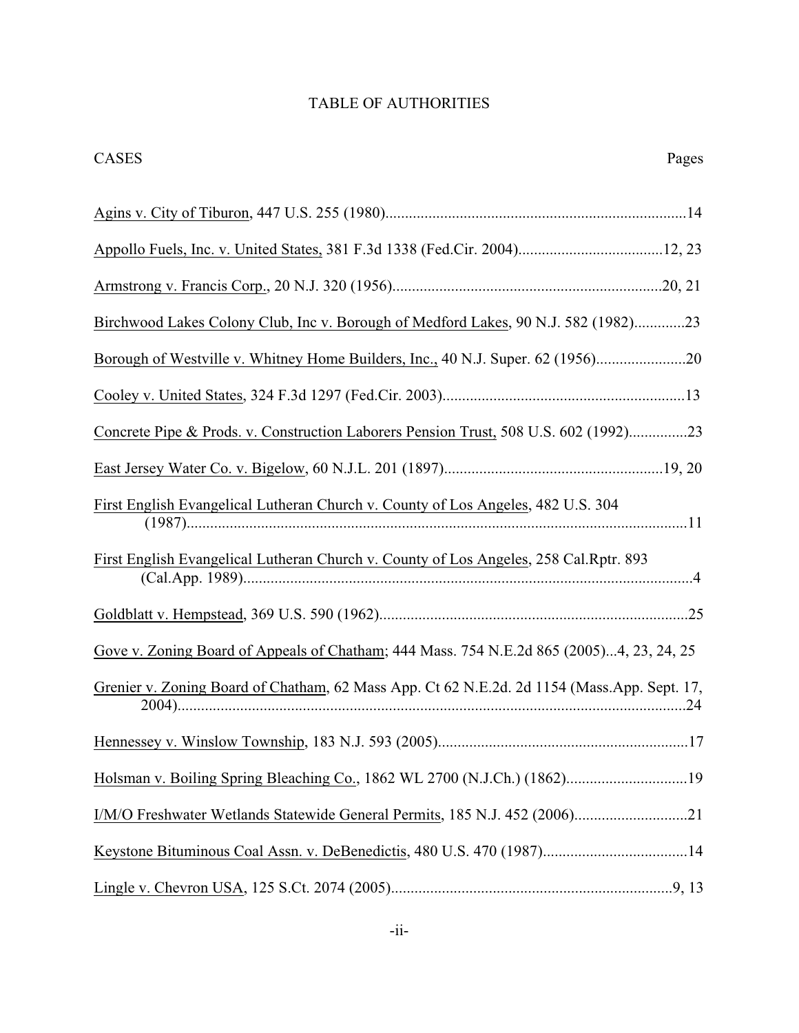# TABLE OF AUTHORITIES

CASES Pages

Agins v. City of Tiburon, 447 U.S. 255 (1980)............................................................................14

Appollo Fuels, Inc. v. United States, 381 F.3d 1338 (Fed.Cir. 2004).....................................12, 23

Armstrong v. Francis Corp., 20 N.J. 320 (1956)....................................................................20, 21

Birchwood Lakes Colony Club, Inc v. Borough of Medford Lakes, 90 N.J. 582 (1982).............23

Borough of Westville v. Whitney Home Builders, Inc., 40 N.J. Super. 62 (1956).......................20

Cooley v. United States, 324 F.3d 1297 (Fed.Cir. 2003).............................................................13

Concrete Pipe & Prods. v. Construction Laborers Pension Trust, 508 U.S. 602 (1992)...............23

East Jersey Water Co. v. Bigelow, 60 N.J.L. 201 (1897)........................................................19, 20

First English Evangelical Lutheran Church v. County of Los Angeles, 482 U.S. 304 (1987).................................................................................................................................11

First English Evangelical Lutheran Church v. County of Los Angeles, 258 Cal.Rptr. 893 (Cal.App. 1989)...................................................................................................................4

Goldblatt v. Hempstead, 369 U.S. 590 (1962)..............................................................................25

Gove v. Zoning Board of Appeals of Chatham; 444 Mass. 754 N.E.2d 865 (2005)...4, 23, 24, 25

Grenier v. Zoning Board of Chatham, 62 Mass App. Ct 62 N.E.2d. 2d 1154 (Mass.App. Sept. 17, 2004)..................................................................................................................................24

Hennessey v. Winslow Township, 183 N.J. 593 (2005)................................................................17

Holsman v. Boiling Spring Bleaching Co., 1862 WL 2700 (N.J.Ch.) (1862)...............................19

I/M/O Freshwater Wetlands Statewide General Permits, 185 N.J. 452 (2006).............................21

Keystone Bituminous Coal Assn. v. DeBenedictis, 480 U.S. 470 (1987).....................................14

Lingle v. Chevron USA, 125 S.Ct. 2074 (2005)........................................................................9, 13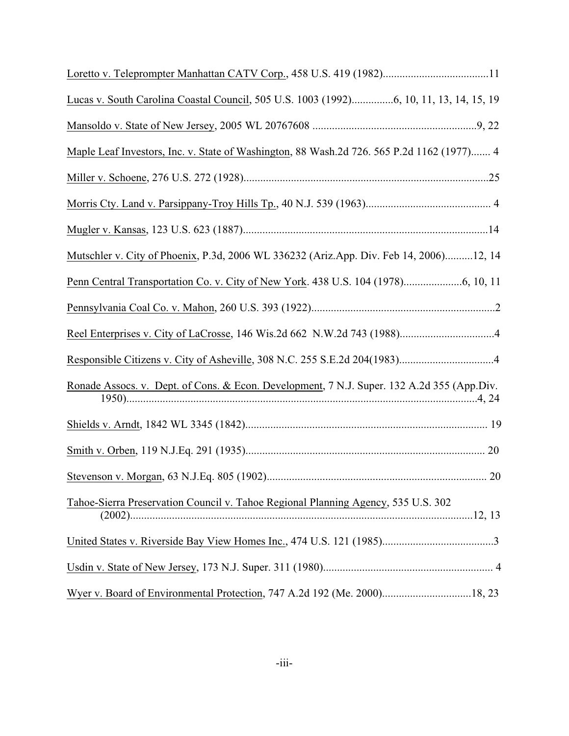Loretto v. Teleprompter Manhattan CATV Corp., 458 U.S. 419 (1982)......................................11

Lucas v. South Carolina Coastal Council, 505 U.S. 1003 (1992)..............6, 10, 11, 13, 14, 15, 19

Mansoldo v. State of New Jersey, 2005 WL 20767608 ..........................................................9, 22

Maple Leaf Investors, Inc. v. State of Washington, 88 Wash.2d 726. 565 P.2d 1162 (1977)....... 4

Miller v. Schoene, 276 U.S. 272 (1928).......................................................................................25

Morris Cty. Land v. Parsippany-Troy Hills Tp., 40 N.J. 539 (1963)............................................ 4

Mugler v. Kansas, 123 U.S. 623 (1887).......................................................................................14

Mutschler v. City of Phoenix, P.3d, 2006 WL 336232 (Ariz.App. Div. Feb 14, 2006)..........12, 14

Penn Central Transportation Co. v. City of New York. 438 U.S. 104 (1978)....................6, 10, 11

Pennsylvania Coal Co. v. Mahon, 260 U.S. 393 (1922).................................................................2

Reel Enterprises v. City of LaCrosse, 146 Wis.2d 662 N.W.2d 743 (1988)..................................4

Responsible Citizens v. City of Asheville, 308 N.C. 255 S.E.2d 204(1983)..................................4

Ronade Assocs. v. Dept. of Cons. & Econ. Development, 7 N.J. Super. 132 A.2d 355 (App.Div. 1950)..............................................................................................................................4, 24

Shields v. Arndt, 1842 WL 3345 (1842)....................................................................................... 19

Smith v. Orben, 119 N.J.Eq. 291 (1935)...................................................................................... 20

Stevenson v. Morgan, 63 N.J.Eq. 805 (1902)............................................................................... 20

Tahoe-Sierra Preservation Council v. Tahoe Regional Planning Agency, 535 U.S. 302 (2002)..........................................................................................................................12, 13

United States v. Riverside Bay View Homes Inc., 474 U.S. 121 (1985)........................................3

Usdin v. State of New Jersey, 173 N.J. Super. 311 (1980)............................................................. 4

Wyer v. Board of Environmental Protection, 747 A.2d 192 (Me. 2000)................................18, 23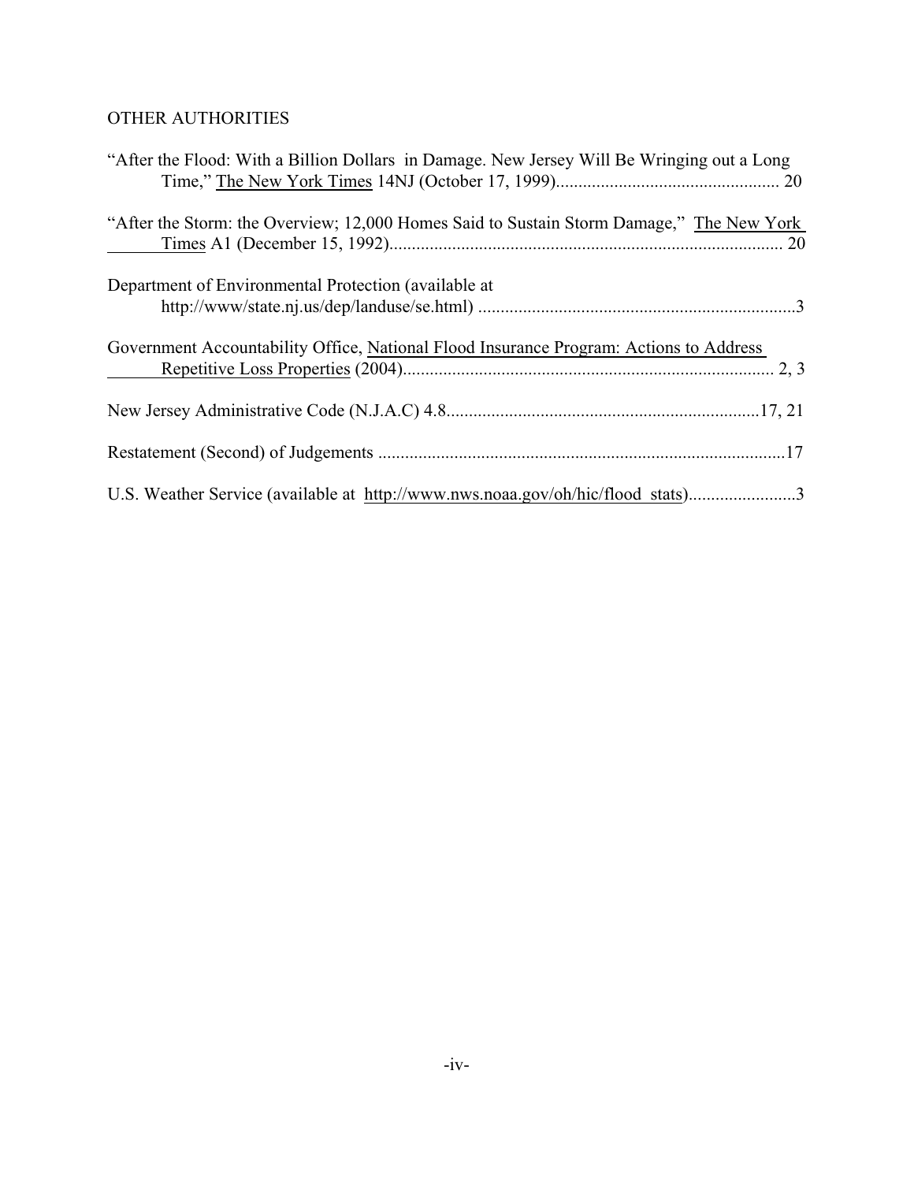OTHER AUTHORITIES

"After the Flood: With a Billion Dollars in Damage. New Jersey Will Be Wringing out a Long Time," The New York Times 14NJ (October 17, 1999)................................................. 20

"After the Storm: the Overview; 12,000 Homes Said to Sustain Storm Damage," The New York Times A1 (December 15, 1992)....................................................................................... 20

Department of Environmental Protection (available at http://www/state.nj.us/dep/landuse/se.html) .......................................................................3

Government Accountability Office, National Flood Insurance Program: Actions to Address Repetitive Loss Properties (2004)................................................................................... 2, 3

New Jersey Administrative Code (N.J.A.C) 4.8......................................................................17, 21

Restatement (Second) of Judgements ..........................................................................................17

U.S. Weather Service (available at http://www.nws.noaa.gov/oh/hic/flood_stats)........................3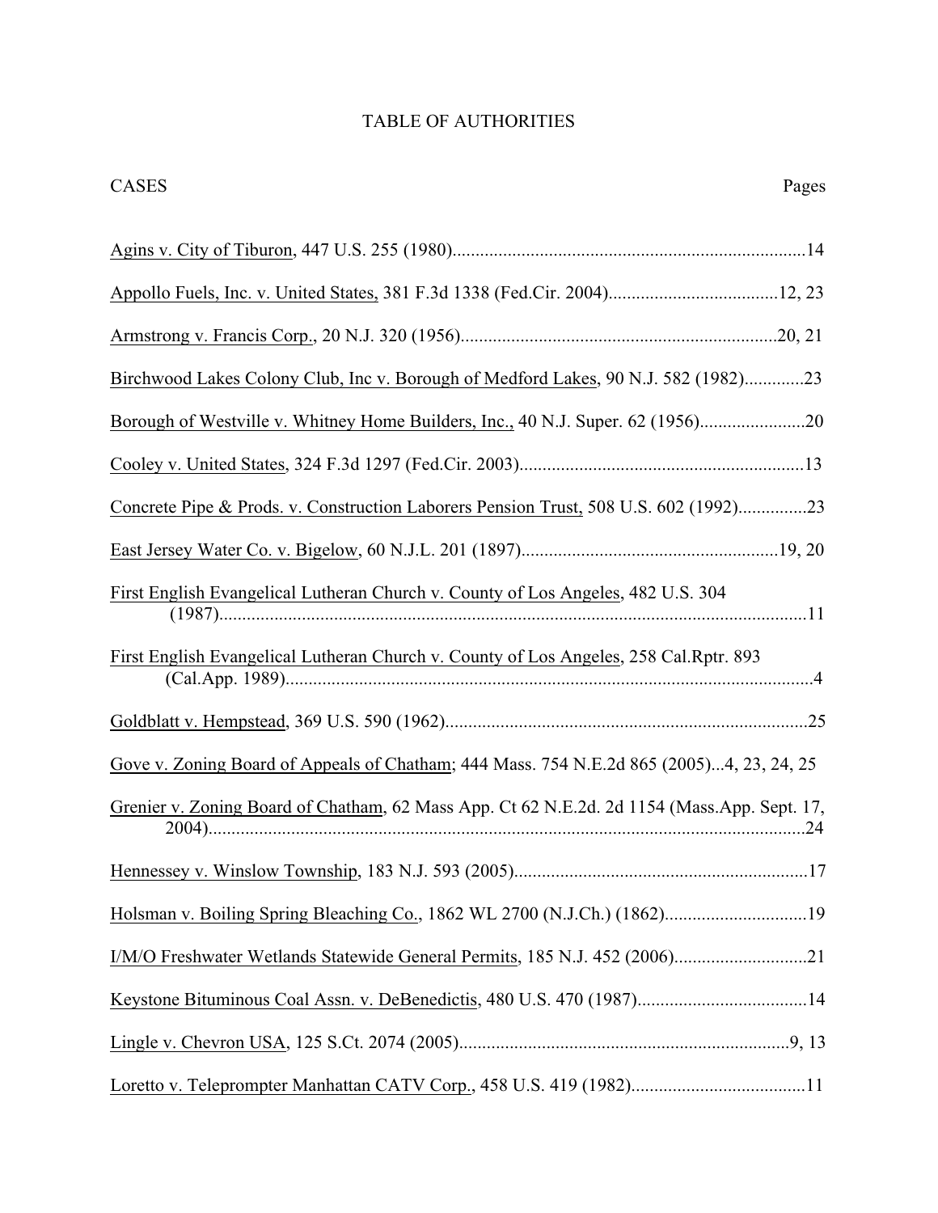# TABLE OF AUTHORITIES

CASES Pages

Agins v. City of Tiburon, 447 U.S. 255 (1980)............................................................................14

Appollo Fuels, Inc. v. United States, 381 F.3d 1338 (Fed.Cir. 2004).....................................12, 23

Armstrong v. Francis Corp., 20 N.J. 320 (1956).....................................................................20, 21

Birchwood Lakes Colony Club, Inc v. Borough of Medford Lakes, 90 N.J. 582 (1982).............23

Borough of Westville v. Whitney Home Builders, Inc., 40 N.J. Super. 62 (1956).......................20

Cooley v. United States, 324 F.3d 1297 (Fed.Cir. 2003).............................................................13

Concrete Pipe & Prods. v. Construction Laborers Pension Trust, 508 U.S. 602 (1992)...............23

East Jersey Water Co. v. Bigelow, 60 N.J.L. 201 (1897)........................................................19, 20

First English Evangelical Lutheran Church v. County of Los Angeles, 482 U.S. 304 (1987)................................................................................................................................11

First English Evangelical Lutheran Church v. County of Los Angeles, 258 Cal.Rptr. 893 (Cal.App. 1989)..................................................................................................................4

Goldblatt v. Hempstead, 369 U.S. 590 (1962)...............................................................................25

Gove v. Zoning Board of Appeals of Chatham; 444 Mass. 754 N.E.2d 865 (2005)...4, 23, 24, 25

Grenier v. Zoning Board of Chatham, 62 Mass App. Ct 62 N.E.2d. 2d 1154 (Mass.App. Sept. 17, 2004)..................................................................................................................................24

Hennessey v. Winslow Township, 183 N.J. 593 (2005)................................................................17

Holsman v. Boiling Spring Bleaching Co., 1862 WL 2700 (N.J.Ch.) (1862)...............................19

I/M/O Freshwater Wetlands Statewide General Permits, 185 N.J. 452 (2006).............................21

Keystone Bituminous Coal Assn. v. DeBenedictis, 480 U.S. 470 (1987).....................................14

Lingle v. Chevron USA, 125 S.Ct. 2074 (2005).......................................................................9, 13

Loretto v. Teleprompter Manhattan CATV Corp., 458 U.S. 419 (1982)......................................11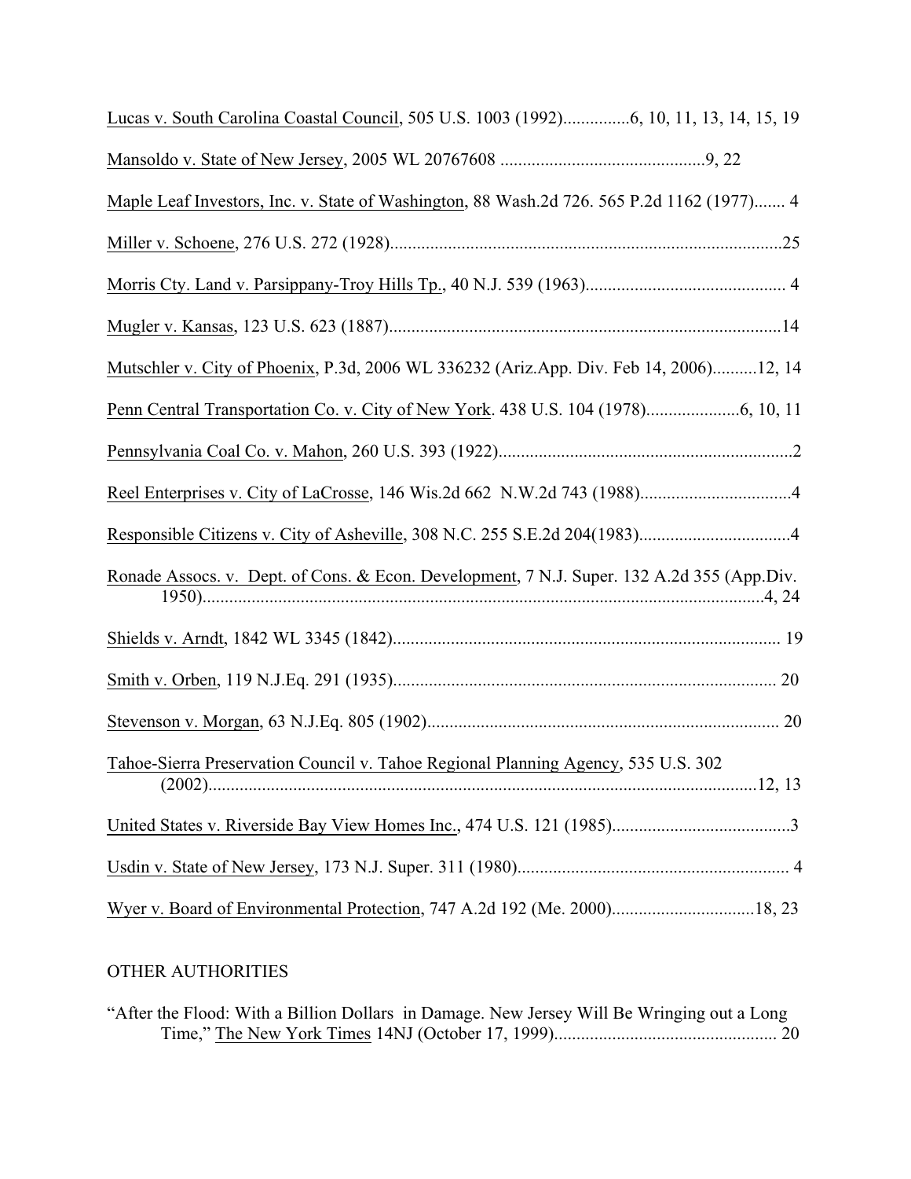Lucas v. South Carolina Coastal Council, 505 U.S. 1003 (1992)...............6, 10, 11, 13, 14, 15, 19

Mansoldo v. State of New Jersey, 2005 WL 20767608 .............................................9, 22

Maple Leaf Investors, Inc. v. State of Washington, 88 Wash.2d 726. 565 P.2d 1162 (1977)....... 4

Miller v. Schoene, 276 U.S. 272 (1928)........................................................................................25

Morris Cty. Land v. Parsippany-Troy Hills Tp., 40 N.J. 539 (1963)............................................. 4

Mugler v. Kansas, 123 U.S. 623 (1887)........................................................................................14

Mutschler v. City of Phoenix, P.3d, 2006 WL 336232 (Ariz.App. Div. Feb 14, 2006)..........12, 14

Penn Central Transportation Co. v. City of New York. 438 U.S. 104 (1978).....................6, 10, 11

Pennsylvania Coal Co. v. Mahon, 260 U.S. 393 (1922)..................................................................2

Reel Enterprises v. City of LaCrosse, 146 Wis.2d 662 N.W.2d 743 (1988)..................................4

Responsible Citizens v. City of Asheville, 308 N.C. 255 S.E.2d 204(1983)..................................4

Ronade Assocs. v. Dept. of Cons. & Econ. Development, 7 N.J. Super. 132 A.2d 355 (App.Div. 1950)..............................................................................................................................4, 24

Shields v. Arndt, 1842 WL 3345 (1842)....................................................................................... 19

Smith v. Orben, 119 N.J.Eq. 291 (1935)...................................................................................... 20

Stevenson v. Morgan, 63 N.J.Eq. 805 (1902)............................................................................... 20

Tahoe-Sierra Preservation Council v. Tahoe Regional Planning Agency, 535 U.S. 302 (2002)...........................................................................................................................12, 13

United States v. Riverside Bay View Homes Inc., 474 U.S. 121 (1985)........................................3

Usdin v. State of New Jersey, 173 N.J. Super. 311 (1980)............................................................. 4

Wyer v. Board of Environmental Protection, 747 A.2d 192 (Me. 2000)................................18, 23

OTHER AUTHORITIES

"After the Flood: With a Billion Dollars in Damage. New Jersey Will Be Wringing out a Long Time," The New York Times 14NJ (October 17, 1999).................................................. 20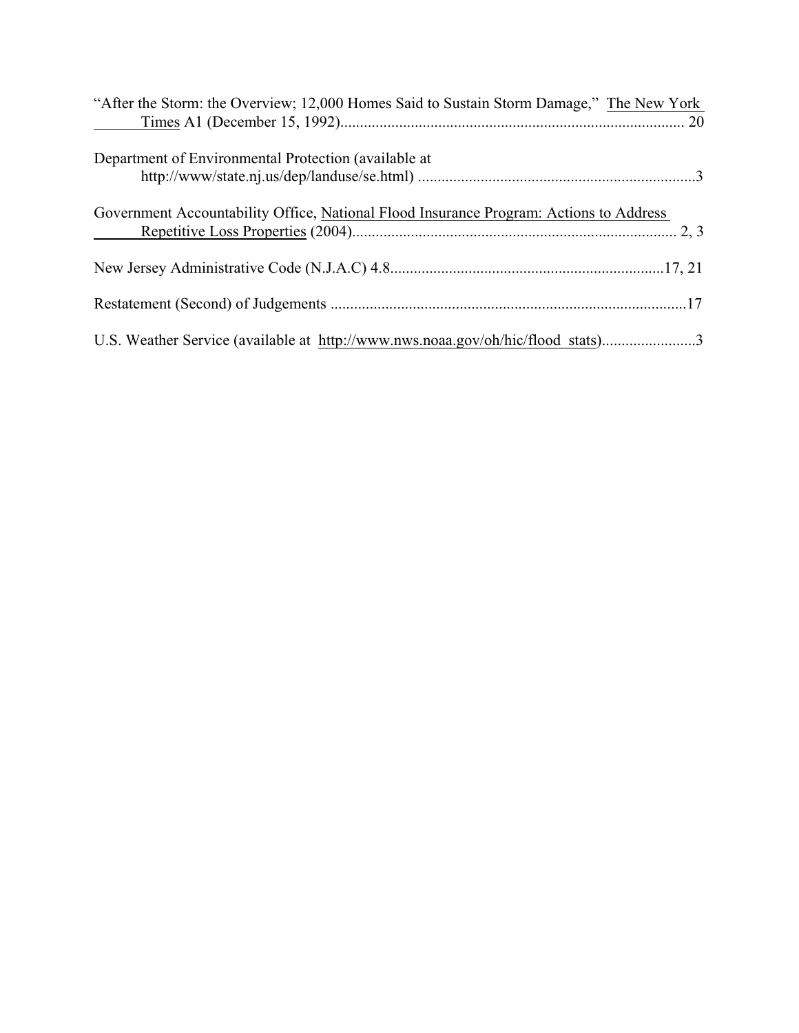"After the Storm: the Overview; 12,000 Homes Said to Sustain Storm Damage," The New York Times A1 (December 15, 1992)........................................................................................ 20

Department of Environmental Protection (available at http://www/state.nj.us/dep/landuse/se.html) .......................................................................3

Government Accountability Office, National Flood Insurance Program: Actions to Address Repetitive Loss Properties (2004)................................................................................... 2, 3

New Jersey Administrative Code (N.J.A.C) 4.8......................................................................17, 21

Restatement (Second) of Judgements ...........................................................................................17

U.S. Weather Service (available at http://www.nws.noaa.gov/oh/hic/flood_stats)........................3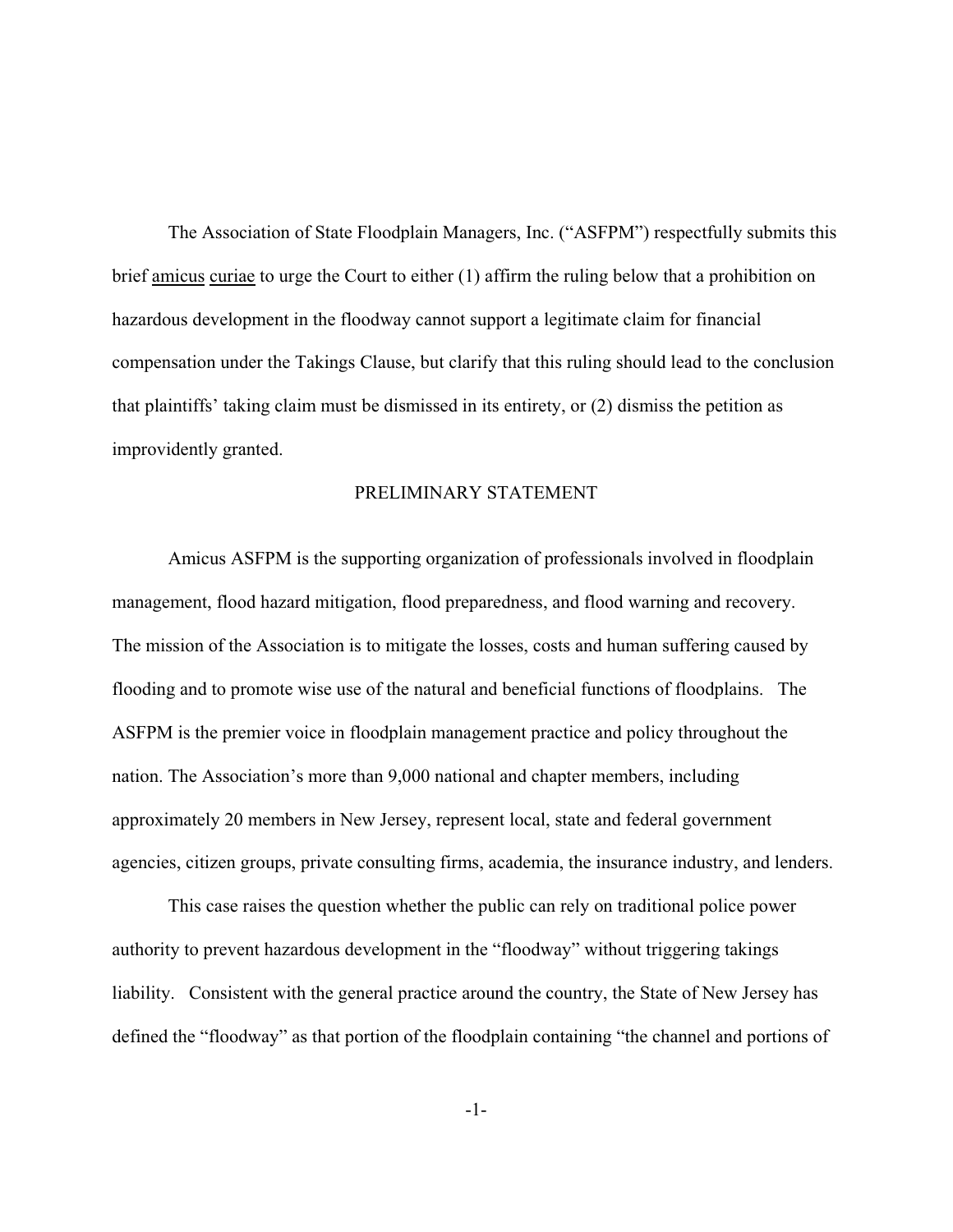The Association of State Floodplain Managers, Inc. ("ASFPM") respectfully submits this brief amicus curiae to urge the Court to either (1) affirm the ruling below that a prohibition on hazardous development in the floodway cannot support a legitimate claim for financial compensation under the Takings Clause, but clarify that this ruling should lead to the conclusion that plaintiffs' taking claim must be dismissed in its entirety, or (2) dismiss the petition as improvidently granted.

## PRELIMINARY STATEMENT

Amicus ASFPM is the supporting organization of professionals involved in floodplain management, flood hazard mitigation, flood preparedness, and flood warning and recovery. The mission of the Association is to mitigate the losses, costs and human suffering caused by flooding and to promote wise use of the natural and beneficial functions of floodplains. The ASFPM is the premier voice in floodplain management practice and policy throughout the nation. The Association's more than 9,000 national and chapter members, including approximately 20 members in New Jersey, represent local, state and federal government agencies, citizen groups, private consulting firms, academia, the insurance industry, and lenders.

This case raises the question whether the public can rely on traditional police power authority to prevent hazardous development in the "floodway" without triggering takings liability. Consistent with the general practice around the country, the State of New Jersey has defined the "floodway" as that portion of the floodplain containing "the channel and portions of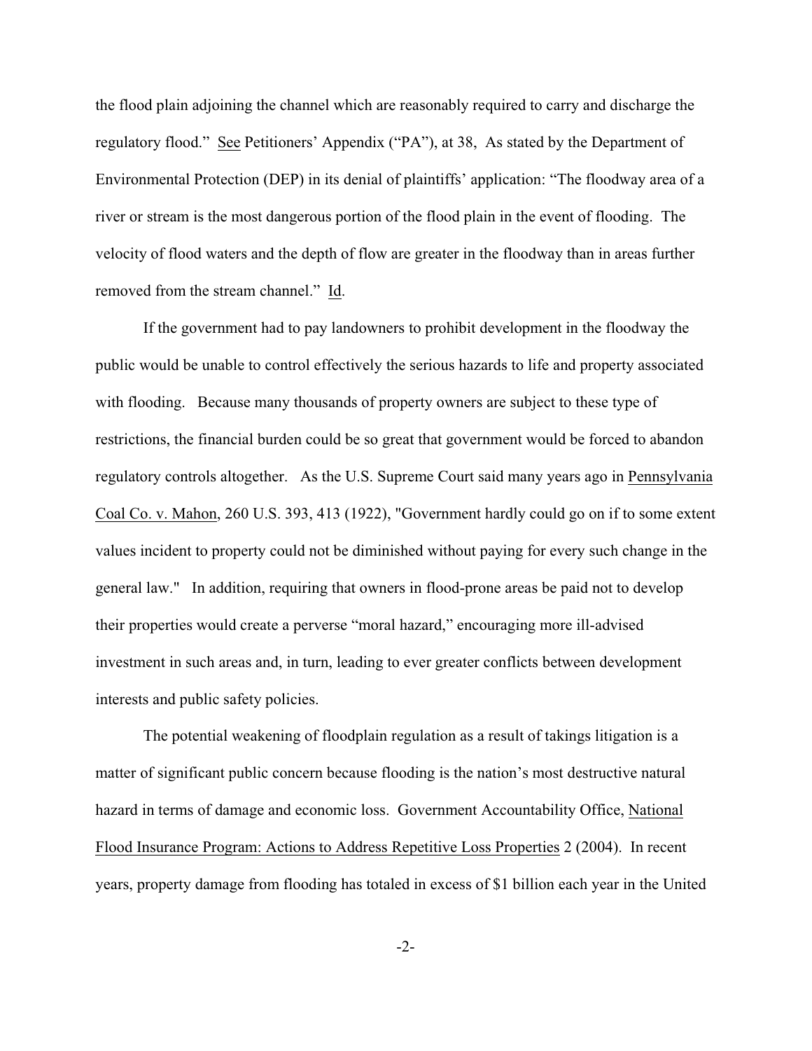the flood plain adjoining the channel which are reasonably required to carry and discharge the regulatory flood." See Petitioners' Appendix ("PA"), at 38, As stated by the Department of Environmental Protection (DEP) in its denial of plaintiffs' application: "The floodway area of a river or stream is the most dangerous portion of the flood plain in the event of flooding. The velocity of flood waters and the depth of flow are greater in the floodway than in areas further removed from the stream channel." Id.

If the government had to pay landowners to prohibit development in the floodway the public would be unable to control effectively the serious hazards to life and property associated with flooding. Because many thousands of property owners are subject to these type of restrictions, the financial burden could be so great that government would be forced to abandon regulatory controls altogether. As the U.S. Supreme Court said many years ago in Pennsylvania Coal Co. v. Mahon, 260 U.S. 393, 413 (1922), "Government hardly could go on if to some extent values incident to property could not be diminished without paying for every such change in the general law." In addition, requiring that owners in flood-prone areas be paid not to develop their properties would create a perverse "moral hazard," encouraging more ill-advised investment in such areas and, in turn, leading to ever greater conflicts between development interests and public safety policies.

The potential weakening of floodplain regulation as a result of takings litigation is a matter of significant public concern because flooding is the nation's most destructive natural hazard in terms of damage and economic loss. Government Accountability Office, National Flood Insurance Program: Actions to Address Repetitive Loss Properties 2 (2004). In recent years, property damage from flooding has totaled in excess of $1 billion each year in the United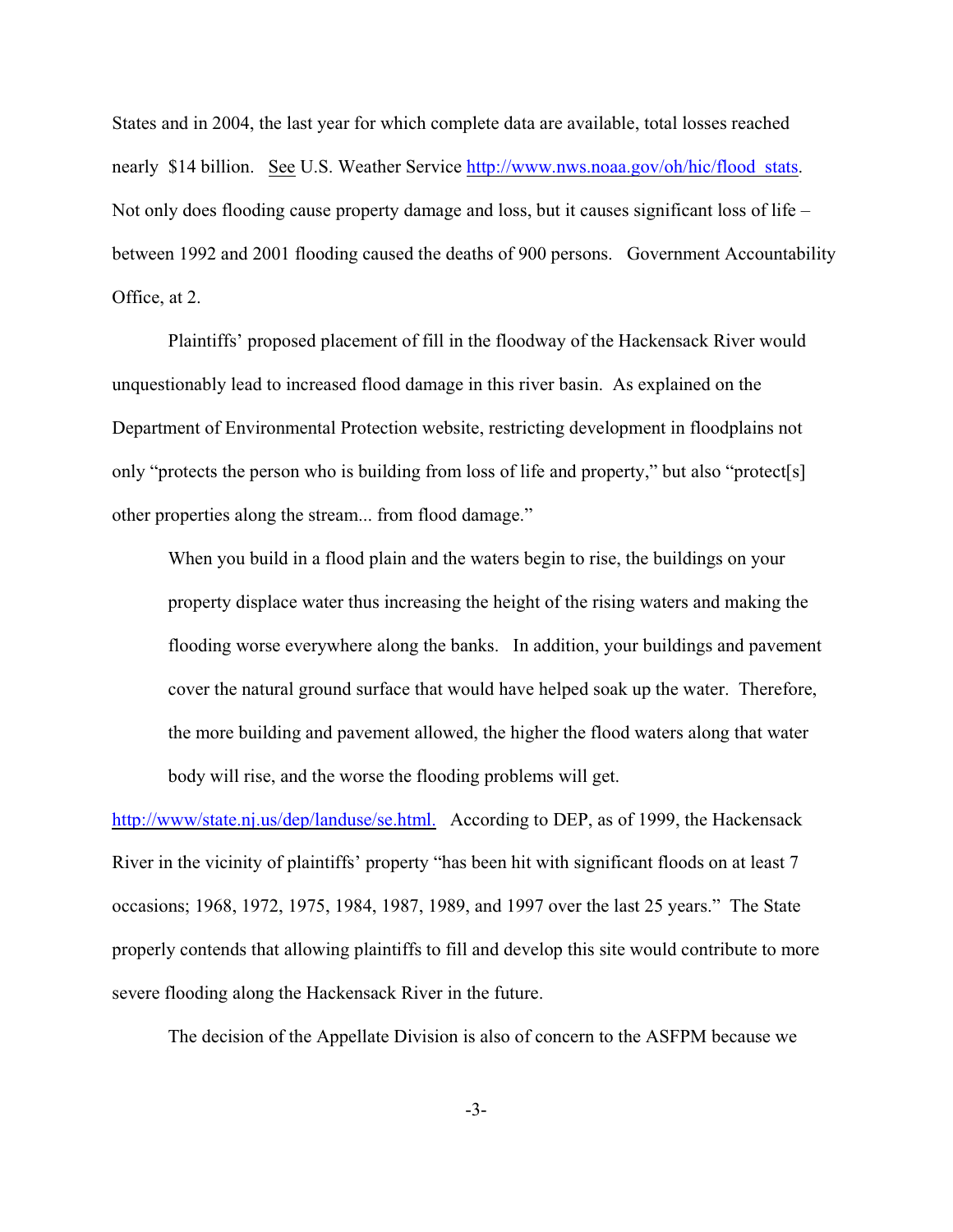States and in 2004, the last year for which complete data are available, total losses reached nearly $14 billion. See U.S. Weather Service http://www.nws.noaa.gov/oh/hic/flood_stats. Not only does flooding cause property damage and loss, but it causes significant loss of life – between 1992 and 2001 flooding caused the deaths of 900 persons. Government Accountability Office, at 2.

Plaintiffs' proposed placement of fill in the floodway of the Hackensack River would unquestionably lead to increased flood damage in this river basin. As explained on the Department of Environmental Protection website, restricting development in floodplains not only "protects the person who is building from loss of life and property," but also "protect[s] other properties along the stream... from flood damage."

> When you build in a flood plain and the waters begin to rise, the buildings on your property displace water thus increasing the height of the rising waters and making the flooding worse everywhere along the banks. In addition, your buildings and pavement cover the natural ground surface that would have helped soak up the water. Therefore, the more building and pavement allowed, the higher the flood waters along that water body will rise, and the worse the flooding problems will get.

http://www/state.nj.us/dep/landuse/se.html. According to DEP, as of 1999, the Hackensack River in the vicinity of plaintiffs' property "has been hit with significant floods on at least 7 occasions; 1968, 1972, 1975, 1984, 1987, 1989, and 1997 over the last 25 years." The State properly contends that allowing plaintiffs to fill and develop this site would contribute to more severe flooding along the Hackensack River in the future.

The decision of the Appellate Division is also of concern to the ASFPM because we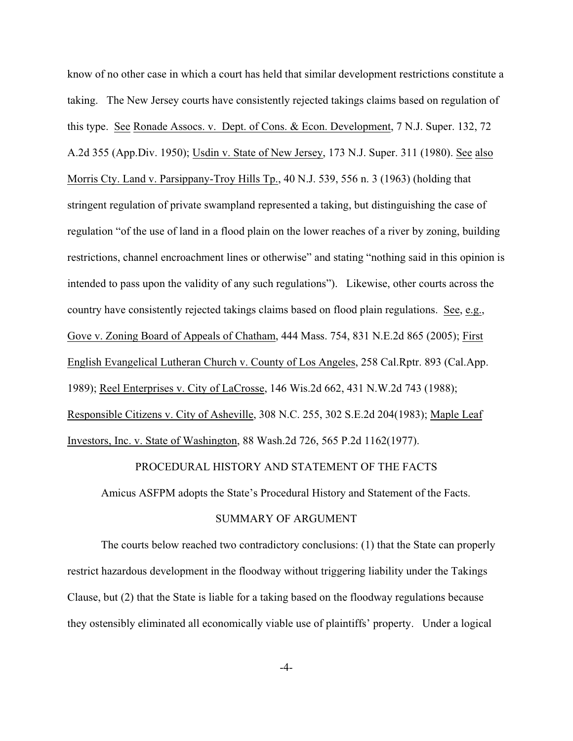know of no other case in which a court has held that similar development restrictions constitute a taking. The New Jersey courts have consistently rejected takings claims based on regulation of this type. See Ronade Assocs. v. Dept. of Cons. & Econ. Development, 7 N.J. Super. 132, 72 A.2d 355 (App.Div. 1950); Usdin v. State of New Jersey, 173 N.J. Super. 311 (1980). See also Morris Cty. Land v. Parsippany-Troy Hills Tp., 40 N.J. 539, 556 n. 3 (1963) (holding that stringent regulation of private swampland represented a taking, but distinguishing the case of regulation "of the use of land in a flood plain on the lower reaches of a river by zoning, building restrictions, channel encroachment lines or otherwise" and stating "nothing said in this opinion is intended to pass upon the validity of any such regulations"). Likewise, other courts across the country have consistently rejected takings claims based on flood plain regulations. See, e.g., Gove v. Zoning Board of Appeals of Chatham, 444 Mass. 754, 831 N.E.2d 865 (2005); First English Evangelical Lutheran Church v. County of Los Angeles, 258 Cal.Rptr. 893 (Cal.App. 1989); Reel Enterprises v. City of LaCrosse, 146 Wis.2d 662, 431 N.W.2d 743 (1988); Responsible Citizens v. City of Asheville, 308 N.C. 255, 302 S.E.2d 204(1983); Maple Leaf Investors, Inc. v. State of Washington, 88 Wash.2d 726, 565 P.2d 1162(1977).

## PROCEDURAL HISTORY AND STATEMENT OF THE FACTS

Amicus ASFPM adopts the State's Procedural History and Statement of the Facts.

## SUMMARY OF ARGUMENT

The courts below reached two contradictory conclusions: (1) that the State can properly restrict hazardous development in the floodway without triggering liability under the Takings Clause, but (2) that the State is liable for a taking based on the floodway regulations because they ostensibly eliminated all economically viable use of plaintiffs' property. Under a logical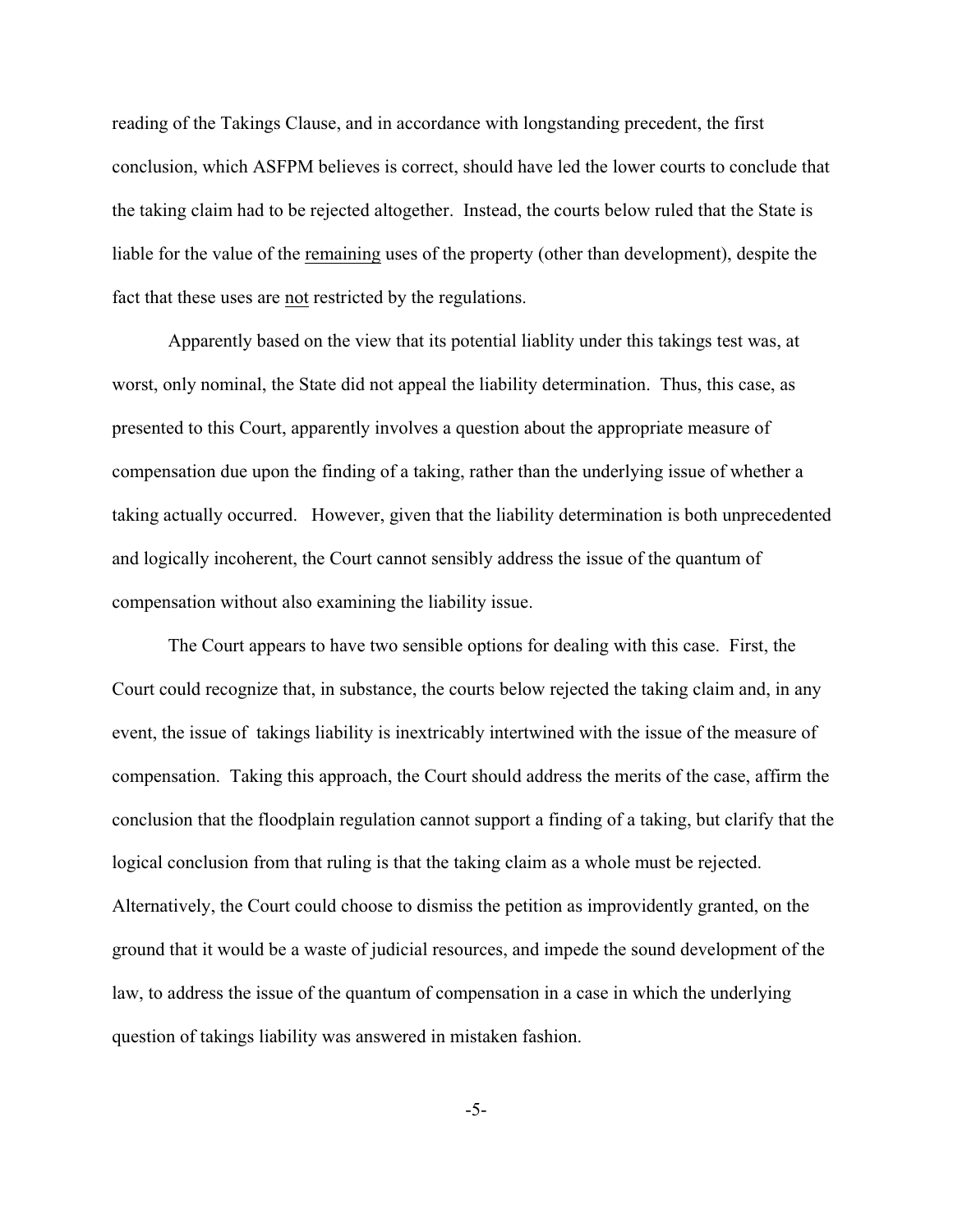reading of the Takings Clause, and in accordance with longstanding precedent, the first conclusion, which ASFPM believes is correct, should have led the lower courts to conclude that the taking claim had to be rejected altogether. Instead, the courts below ruled that the State is liable for the value of the remaining uses of the property (other than development), despite the fact that these uses are not restricted by the regulations.

Apparently based on the view that its potential liablity under this takings test was, at worst, only nominal, the State did not appeal the liability determination. Thus, this case, as presented to this Court, apparently involves a question about the appropriate measure of compensation due upon the finding of a taking, rather than the underlying issue of whether a taking actually occurred. However, given that the liability determination is both unprecedented and logically incoherent, the Court cannot sensibly address the issue of the quantum of compensation without also examining the liability issue.

The Court appears to have two sensible options for dealing with this case. First, the Court could recognize that, in substance, the courts below rejected the taking claim and, in any event, the issue of takings liability is inextricably intertwined with the issue of the measure of compensation. Taking this approach, the Court should address the merits of the case, affirm the conclusion that the floodplain regulation cannot support a finding of a taking, but clarify that the logical conclusion from that ruling is that the taking claim as a whole must be rejected. Alternatively, the Court could choose to dismiss the petition as improvidently granted, on the ground that it would be a waste of judicial resources, and impede the sound development of the law, to address the issue of the quantum of compensation in a case in which the underlying question of takings liability was answered in mistaken fashion.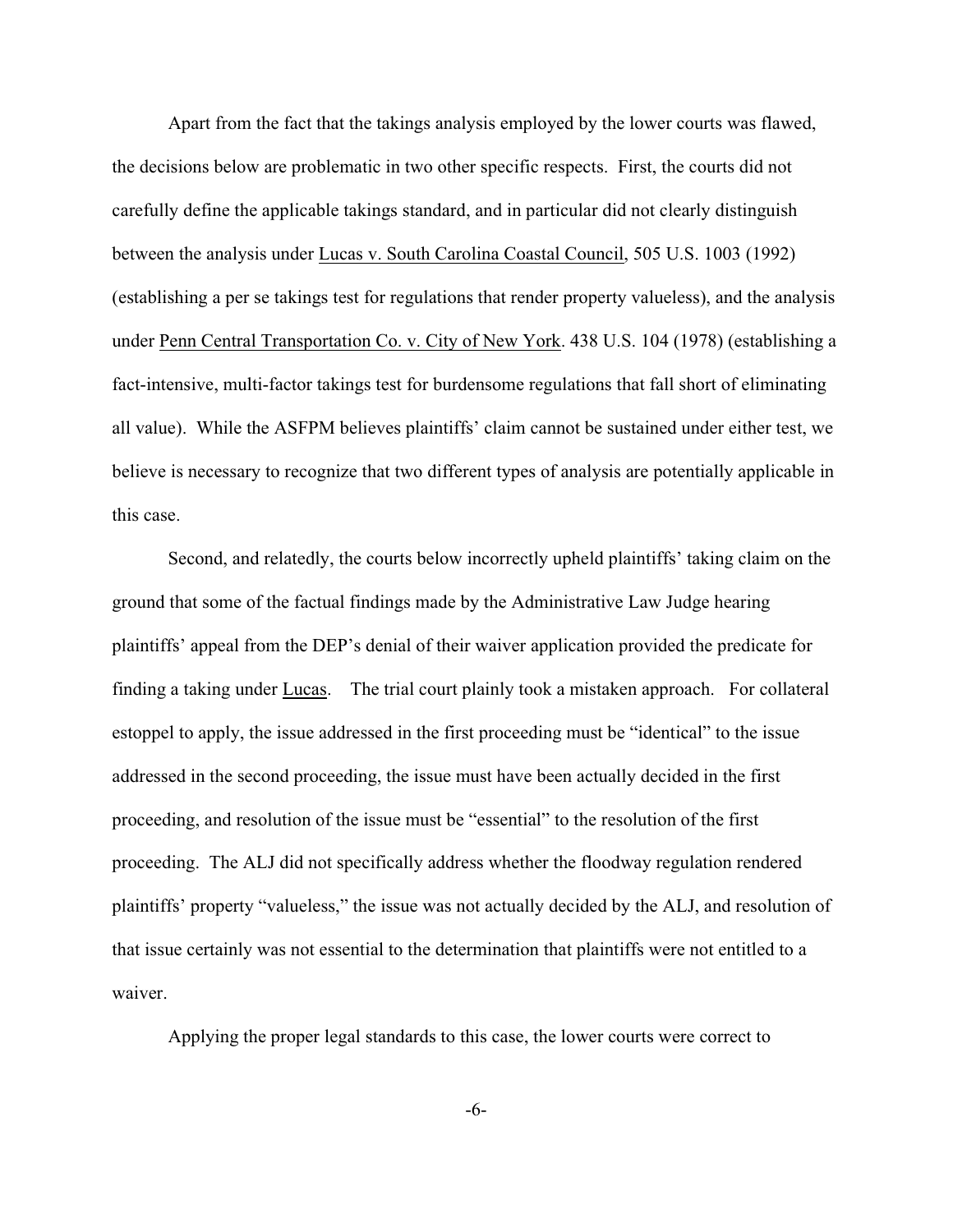Apart from the fact that the takings analysis employed by the lower courts was flawed, the decisions below are problematic in two other specific respects. First, the courts did not carefully define the applicable takings standard, and in particular did not clearly distinguish between the analysis under Lucas v. South Carolina Coastal Council, 505 U.S. 1003 (1992) (establishing a per se takings test for regulations that render property valueless), and the analysis under Penn Central Transportation Co. v. City of New York. 438 U.S. 104 (1978) (establishing a fact-intensive, multi-factor takings test for burdensome regulations that fall short of eliminating all value). While the ASFPM believes plaintiffs' claim cannot be sustained under either test, we believe is necessary to recognize that two different types of analysis are potentially applicable in this case.

Second, and relatedly, the courts below incorrectly upheld plaintiffs' taking claim on the ground that some of the factual findings made by the Administrative Law Judge hearing plaintiffs' appeal from the DEP's denial of their waiver application provided the predicate for finding a taking under Lucas. The trial court plainly took a mistaken approach. For collateral estoppel to apply, the issue addressed in the first proceeding must be "identical" to the issue addressed in the second proceeding, the issue must have been actually decided in the first proceeding, and resolution of the issue must be "essential" to the resolution of the first proceeding. The ALJ did not specifically address whether the floodway regulation rendered plaintiffs' property "valueless," the issue was not actually decided by the ALJ, and resolution of that issue certainly was not essential to the determination that plaintiffs were not entitled to a waiver.

Applying the proper legal standards to this case, the lower courts were correct to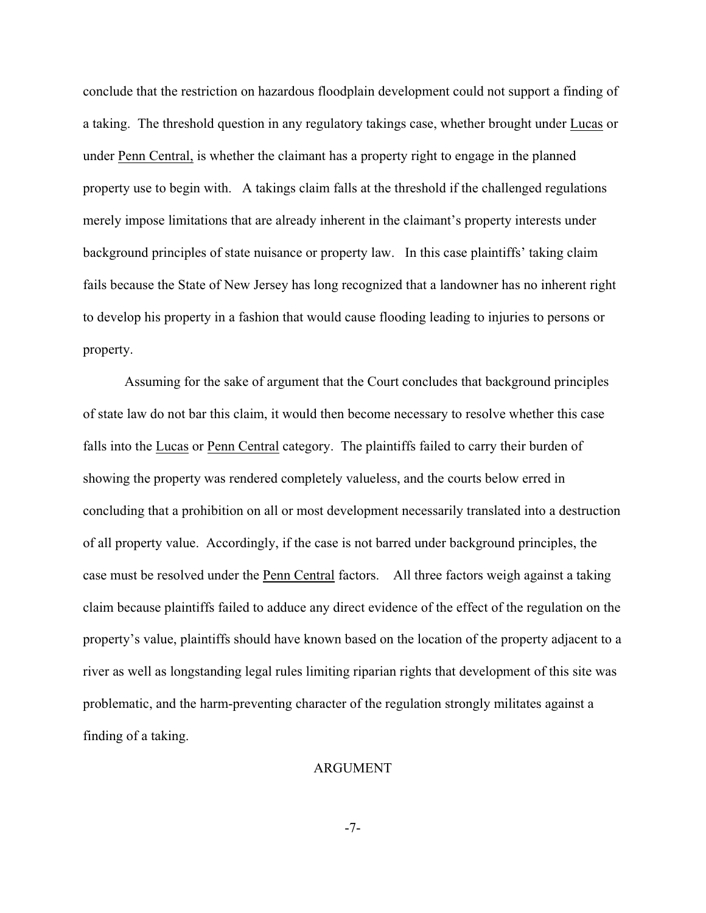conclude that the restriction on hazardous floodplain development could not support a finding of a taking. The threshold question in any regulatory takings case, whether brought under Lucas or under Penn Central, is whether the claimant has a property right to engage in the planned property use to begin with. A takings claim falls at the threshold if the challenged regulations merely impose limitations that are already inherent in the claimant's property interests under background principles of state nuisance or property law. In this case plaintiffs' taking claim fails because the State of New Jersey has long recognized that a landowner has no inherent right to develop his property in a fashion that would cause flooding leading to injuries to persons or property.

Assuming for the sake of argument that the Court concludes that background principles of state law do not bar this claim, it would then become necessary to resolve whether this case falls into the Lucas or Penn Central category. The plaintiffs failed to carry their burden of showing the property was rendered completely valueless, and the courts below erred in concluding that a prohibition on all or most development necessarily translated into a destruction of all property value. Accordingly, if the case is not barred under background principles, the case must be resolved under the Penn Central factors. All three factors weigh against a taking claim because plaintiffs failed to adduce any direct evidence of the effect of the regulation on the property's value, plaintiffs should have known based on the location of the property adjacent to a river as well as longstanding legal rules limiting riparian rights that development of this site was problematic, and the harm-preventing character of the regulation strongly militates against a finding of a taking.

## ARGUMENT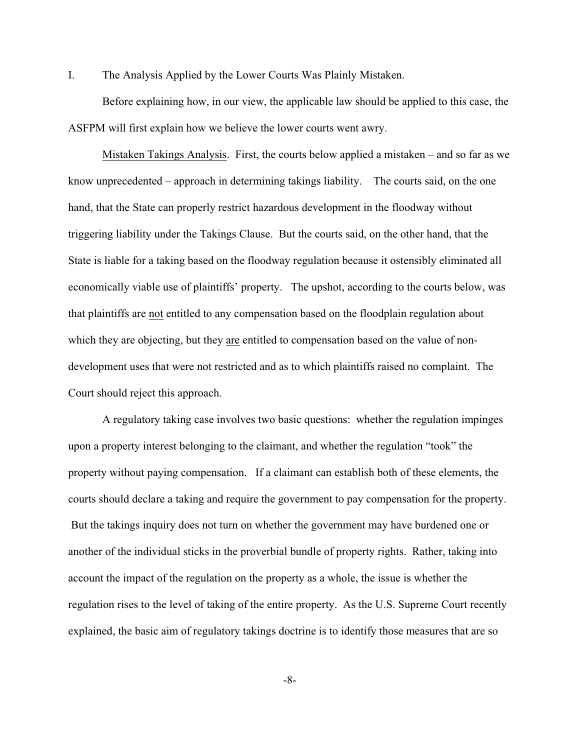## I. The Analysis Applied by the Lower Courts Was Plainly Mistaken.

Before explaining how, in our view, the applicable law should be applied to this case, the ASFPM will first explain how we believe the lower courts went awry.

<u>Mistaken Takings Analysis</u>. First, the courts below applied a mistaken – and so far as we know unprecedented – approach in determining takings liability. The courts said, on the one hand, that the State can properly restrict hazardous development in the floodway without triggering liability under the Takings Clause. But the courts said, on the other hand, that the State is liable for a taking based on the floodway regulation because it ostensibly eliminated all economically viable use of plaintiffs' property. The upshot, according to the courts below, was that plaintiffs are <u>not</u> entitled to any compensation based on the floodplain regulation about which they are objecting, but they <u>are</u> entitled to compensation based on the value of non-development uses that were not restricted and as to which plaintiffs raised no complaint. The Court should reject this approach.

A regulatory taking case involves two basic questions: whether the regulation impinges upon a property interest belonging to the claimant, and whether the regulation "took" the property without paying compensation. If a claimant can establish both of these elements, the courts should declare a taking and require the government to pay compensation for the property. But the takings inquiry does not turn on whether the government may have burdened one or another of the individual sticks in the proverbial bundle of property rights. Rather, taking into account the impact of the regulation on the property as a whole, the issue is whether the regulation rises to the level of taking of the entire property. As the U.S. Supreme Court recently explained, the basic aim of regulatory takings doctrine is to identify those measures that are so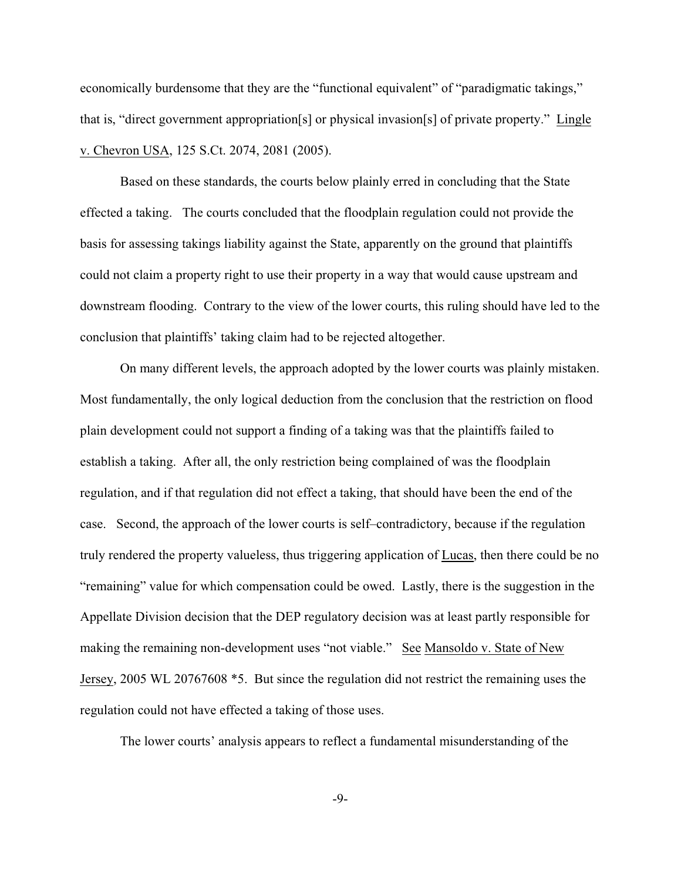economically burdensome that they are the "functional equivalent" of "paradigmatic takings," that is, "direct government appropriation[s] or physical invasion[s] of private property." Lingle v. Chevron USA, 125 S.Ct. 2074, 2081 (2005).

Based on these standards, the courts below plainly erred in concluding that the State effected a taking. The courts concluded that the floodplain regulation could not provide the basis for assessing takings liability against the State, apparently on the ground that plaintiffs could not claim a property right to use their property in a way that would cause upstream and downstream flooding. Contrary to the view of the lower courts, this ruling should have led to the conclusion that plaintiffs' taking claim had to be rejected altogether.

On many different levels, the approach adopted by the lower courts was plainly mistaken. Most fundamentally, the only logical deduction from the conclusion that the restriction on flood plain development could not support a finding of a taking was that the plaintiffs failed to establish a taking. After all, the only restriction being complained of was the floodplain regulation, and if that regulation did not effect a taking, that should have been the end of the case. Second, the approach of the lower courts is self–contradictory, because if the regulation truly rendered the property valueless, thus triggering application of Lucas, then there could be no "remaining" value for which compensation could be owed. Lastly, there is the suggestion in the Appellate Division decision that the DEP regulatory decision was at least partly responsible for making the remaining non-development uses "not viable." See Mansoldo v. State of New Jersey, 2005 WL 20767608 *5. But since the regulation did not restrict the remaining uses the regulation could not have effected a taking of those uses.

The lower courts' analysis appears to reflect a fundamental misunderstanding of the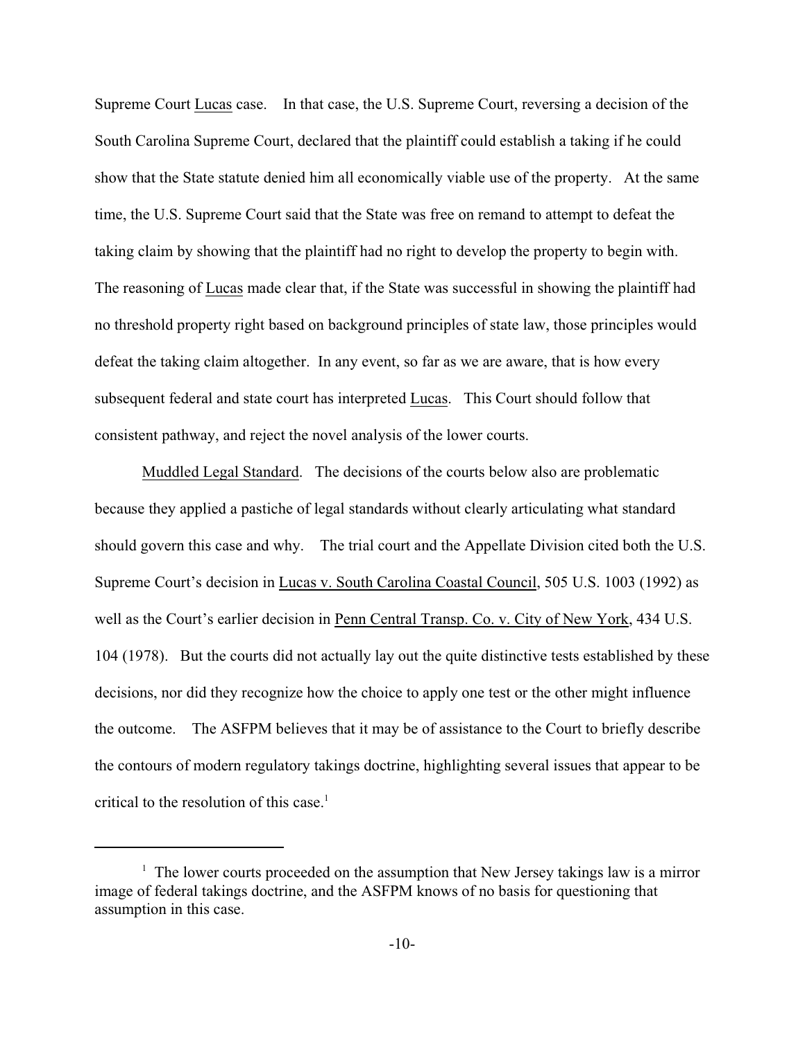Supreme Court Lucas case. In that case, the U.S. Supreme Court, reversing a decision of the South Carolina Supreme Court, declared that the plaintiff could establish a taking if he could show that the State statute denied him all economically viable use of the property. At the same time, the U.S. Supreme Court said that the State was free on remand to attempt to defeat the taking claim by showing that the plaintiff had no right to develop the property to begin with. The reasoning of Lucas made clear that, if the State was successful in showing the plaintiff had no threshold property right based on background principles of state law, those principles would defeat the taking claim altogether. In any event, so far as we are aware, that is how every subsequent federal and state court has interpreted Lucas. This Court should follow that consistent pathway, and reject the novel analysis of the lower courts.

Muddled Legal Standard. The decisions of the courts below also are problematic because they applied a pastiche of legal standards without clearly articulating what standard should govern this case and why. The trial court and the Appellate Division cited both the U.S. Supreme Court's decision in Lucas v. South Carolina Coastal Council, 505 U.S. 1003 (1992) as well as the Court's earlier decision in Penn Central Transp. Co. v. City of New York, 434 U.S. 104 (1978). But the courts did not actually lay out the quite distinctive tests established by these decisions, nor did they recognize how the choice to apply one test or the other might influence the outcome. The ASFPM believes that it may be of assistance to the Court to briefly describe the contours of modern regulatory takings doctrine, highlighting several issues that appear to be critical to the resolution of this case.[1]

[1] The lower courts proceeded on the assumption that New Jersey takings law is a mirror image of federal takings doctrine, and the ASFPM knows of no basis for questioning that assumption in this case.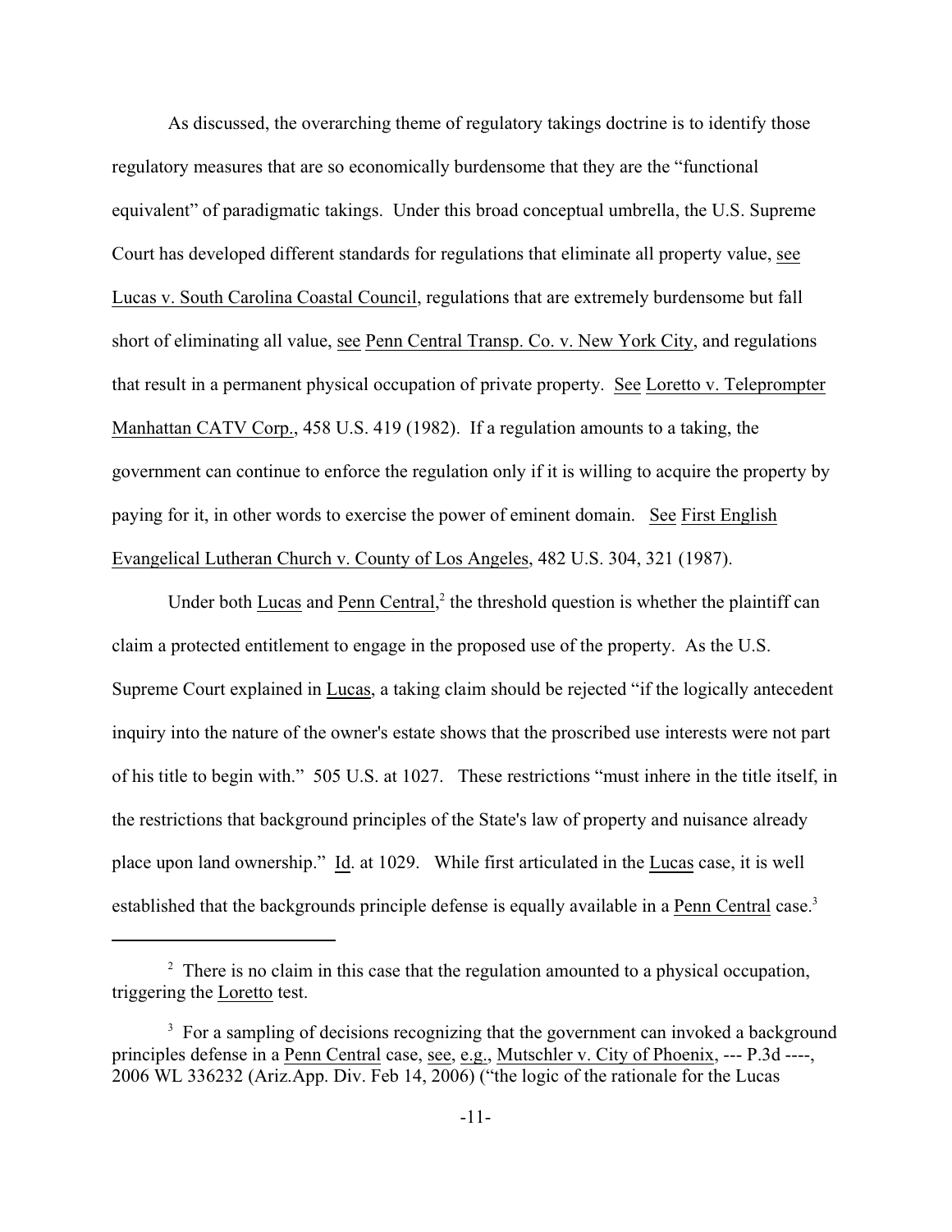As discussed, the overarching theme of regulatory takings doctrine is to identify those regulatory measures that are so economically burdensome that they are the "functional equivalent" of paradigmatic takings. Under this broad conceptual umbrella, the U.S. Supreme Court has developed different standards for regulations that eliminate all property value, see Lucas v. South Carolina Coastal Council, regulations that are extremely burdensome but fall short of eliminating all value, see Penn Central Transp. Co. v. New York City, and regulations that result in a permanent physical occupation of private property. See Loretto v. Teleprompter Manhattan CATV Corp., 458 U.S. 419 (1982). If a regulation amounts to a taking, the government can continue to enforce the regulation only if it is willing to acquire the property by paying for it, in other words to exercise the power of eminent domain. See First English Evangelical Lutheran Church v. County of Los Angeles, 482 U.S. 304, 321 (1987).

Under both Lucas and Penn Central,[2] the threshold question is whether the plaintiff can claim a protected entitlement to engage in the proposed use of the property. As the U.S. Supreme Court explained in Lucas, a taking claim should be rejected "if the logically antecedent inquiry into the nature of the owner's estate shows that the proscribed use interests were not part of his title to begin with." 505 U.S. at 1027. These restrictions "must inhere in the title itself, in the restrictions that background principles of the State's law of property and nuisance already place upon land ownership." Id. at 1029. While first articulated in the Lucas case, it is well established that the backgrounds principle defense is equally available in a Penn Central case.[3]

---

[2] There is no claim in this case that the regulation amounted to a physical occupation, triggering the Loretto test.

[3] For a sampling of decisions recognizing that the government can invoked a background principles defense in a Penn Central case, see, e.g., Mutschler v. City of Phoenix, --- P.3d ----, 2006 WL 336232 (Ariz.App. Div. Feb 14, 2006) ("the logic of the rationale for the Lucas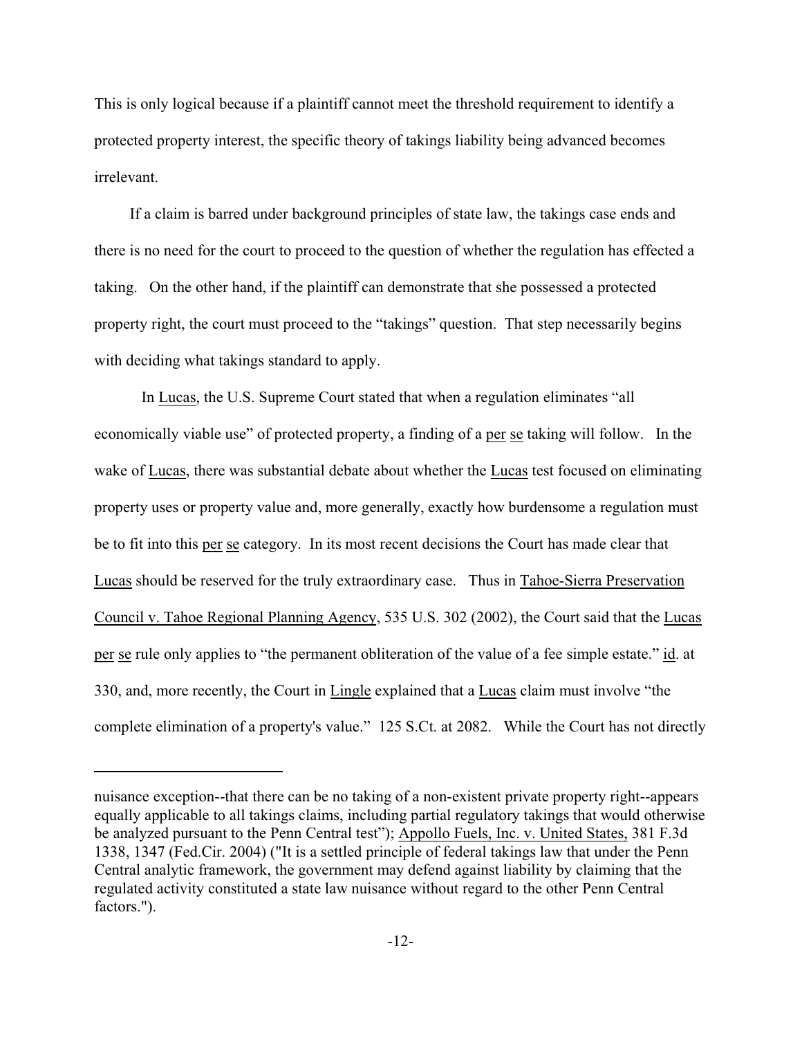This is only logical because if a plaintiff cannot meet the threshold requirement to identify a protected property interest, the specific theory of takings liability being advanced becomes irrelevant.

If a claim is barred under background principles of state law, the takings case ends and there is no need for the court to proceed to the question of whether the regulation has effected a taking. On the other hand, if the plaintiff can demonstrate that she possessed a protected property right, the court must proceed to the "takings" question. That step necessarily begins with deciding what takings standard to apply.

In Lucas, the U.S. Supreme Court stated that when a regulation eliminates "all economically viable use" of protected property, a finding of a *per se* taking will follow. In the wake of Lucas, there was substantial debate about whether the Lucas test focused on eliminating property uses or property value and, more generally, exactly how burdensome a regulation must be to fit into this *per se* category. In its most recent decisions the Court has made clear that Lucas should be reserved for the truly extraordinary case. Thus in Tahoe-Sierra Preservation Council v. Tahoe Regional Planning Agency, 535 U.S. 302 (2002), the Court said that the Lucas *per se* rule only applies to "the permanent obliteration of the value of a fee simple estate." id. at 330, and, more recently, the Court in Lingle explained that a Lucas claim must involve "the complete elimination of a property's value." 125 S.Ct. at 2082. While the Court has not directly

---

nuisance exception--that there can be no taking of a non-existent private property right--appears equally applicable to all takings claims, including partial regulatory takings that would otherwise be analyzed pursuant to the Penn Central test"); Appollo Fuels, Inc. v. United States, 381 F.3d 1338, 1347 (Fed.Cir. 2004) ("It is a settled principle of federal takings law that under the Penn Central analytic framework, the government may defend against liability by claiming that the regulated activity constituted a state law nuisance without regard to the other Penn Central factors.").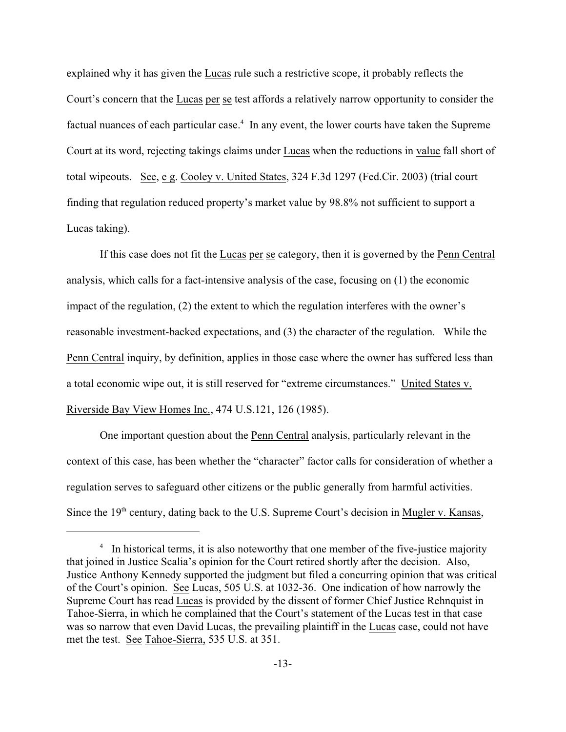explained why it has given the Lucas rule such a restrictive scope, it probably reflects the Court's concern that the Lucas per se test affords a relatively narrow opportunity to consider the factual nuances of each particular case.[4] In any event, the lower courts have taken the Supreme Court at its word, rejecting takings claims under Lucas when the reductions in value fall short of total wipeouts. See, e g. Cooley v. United States, 324 F.3d 1297 (Fed.Cir. 2003) (trial court finding that regulation reduced property's market value by 98.8% not sufficient to support a Lucas taking).

If this case does not fit the Lucas per se category, then it is governed by the Penn Central analysis, which calls for a fact-intensive analysis of the case, focusing on (1) the economic impact of the regulation, (2) the extent to which the regulation interferes with the owner's reasonable investment-backed expectations, and (3) the character of the regulation. While the Penn Central inquiry, by definition, applies in those case where the owner has suffered less than a total economic wipe out, it is still reserved for "extreme circumstances." United States v. Riverside Bay View Homes Inc., 474 U.S.121, 126 (1985).

One important question about the Penn Central analysis, particularly relevant in the context of this case, has been whether the "character" factor calls for consideration of whether a regulation serves to safeguard other citizens or the public generally from harmful activities. Since the 19th century, dating back to the U.S. Supreme Court's decision in Mugler v. Kansas,

---

[4] In historical terms, it is also noteworthy that one member of the five-justice majority that joined in Justice Scalia's opinion for the Court retired shortly after the decision. Also, Justice Anthony Kennedy supported the judgment but filed a concurring opinion that was critical of the Court's opinion. See Lucas, 505 U.S. at 1032-36. One indication of how narrowly the Supreme Court has read Lucas is provided by the dissent of former Chief Justice Rehnquist in Tahoe-Sierra, in which he complained that the Court's statement of the Lucas test in that case was so narrow that even David Lucas, the prevailing plaintiff in the Lucas case, could not have met the test. See Tahoe-Sierra, 535 U.S. at 351.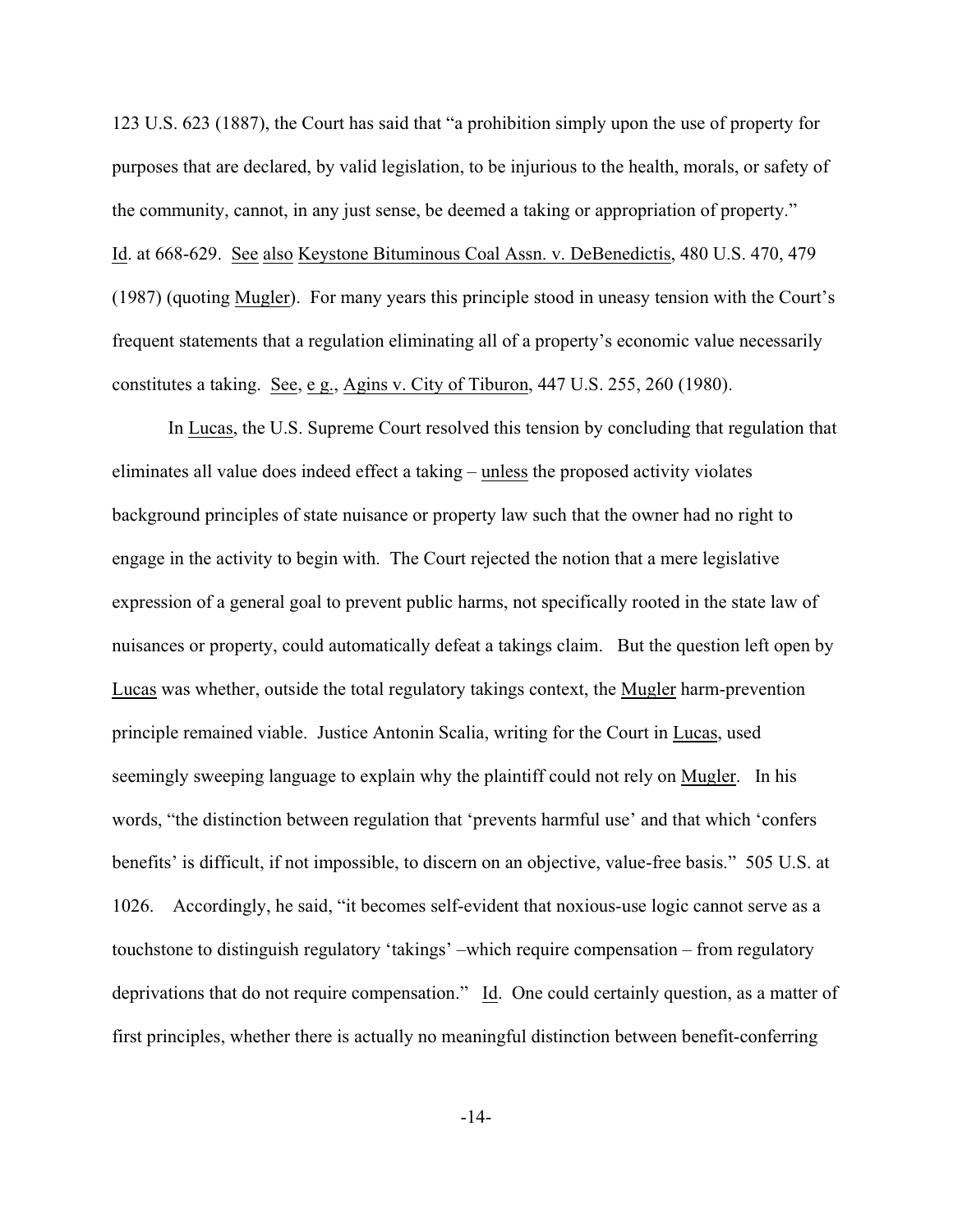123 U.S. 623 (1887), the Court has said that "a prohibition simply upon the use of property for purposes that are declared, by valid legislation, to be injurious to the health, morals, or safety of the community, cannot, in any just sense, be deemed a taking or appropriation of property." Id. at 668-629. See also Keystone Bituminous Coal Assn. v. DeBenedictis, 480 U.S. 470, 479 (1987) (quoting Mugler). For many years this principle stood in uneasy tension with the Court's frequent statements that a regulation eliminating all of a property's economic value necessarily constitutes a taking. See, e g., Agins v. City of Tiburon, 447 U.S. 255, 260 (1980).

In Lucas, the U.S. Supreme Court resolved this tension by concluding that regulation that eliminates all value does indeed effect a taking – unless the proposed activity violates background principles of state nuisance or property law such that the owner had no right to engage in the activity to begin with. The Court rejected the notion that a mere legislative expression of a general goal to prevent public harms, not specifically rooted in the state law of nuisances or property, could automatically defeat a takings claim. But the question left open by Lucas was whether, outside the total regulatory takings context, the Mugler harm-prevention principle remained viable. Justice Antonin Scalia, writing for the Court in Lucas, used seemingly sweeping language to explain why the plaintiff could not rely on Mugler. In his words, "the distinction between regulation that 'prevents harmful use' and that which 'confers benefits' is difficult, if not impossible, to discern on an objective, value-free basis." 505 U.S. at 1026. Accordingly, he said, "it becomes self-evident that noxious-use logic cannot serve as a touchstone to distinguish regulatory 'takings' –which require compensation – from regulatory deprivations that do not require compensation." Id. One could certainly question, as a matter of first principles, whether there is actually no meaningful distinction between benefit-conferring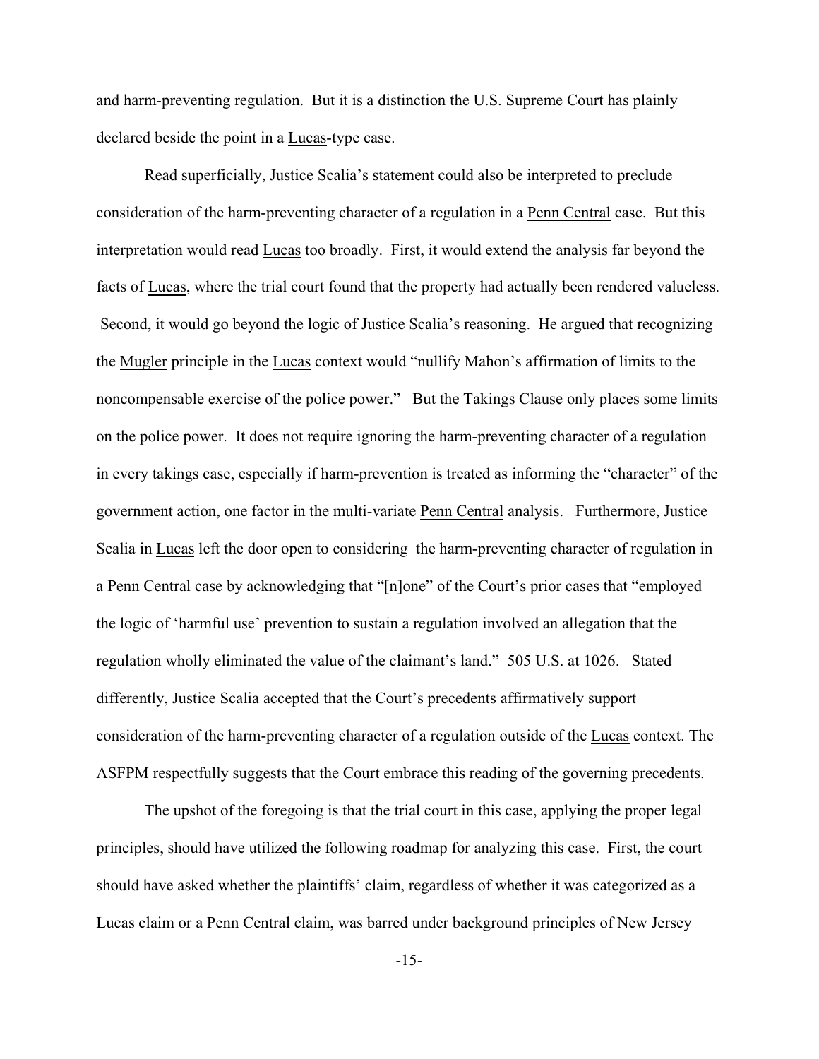and harm-preventing regulation. But it is a distinction the U.S. Supreme Court has plainly declared beside the point in a Lucas-type case.

Read superficially, Justice Scalia's statement could also be interpreted to preclude consideration of the harm-preventing character of a regulation in a Penn Central case. But this interpretation would read Lucas too broadly. First, it would extend the analysis far beyond the facts of Lucas, where the trial court found that the property had actually been rendered valueless. Second, it would go beyond the logic of Justice Scalia's reasoning. He argued that recognizing the Mugler principle in the Lucas context would "nullify Mahon's affirmation of limits to the noncompensable exercise of the police power." But the Takings Clause only places some limits on the police power. It does not require ignoring the harm-preventing character of a regulation in every takings case, especially if harm-prevention is treated as informing the "character" of the government action, one factor in the multi-variate Penn Central analysis. Furthermore, Justice Scalia in Lucas left the door open to considering the harm-preventing character of regulation in a Penn Central case by acknowledging that "[n]one" of the Court's prior cases that "employed the logic of 'harmful use' prevention to sustain a regulation involved an allegation that the regulation wholly eliminated the value of the claimant's land." 505 U.S. at 1026. Stated differently, Justice Scalia accepted that the Court's precedents affirmatively support consideration of the harm-preventing character of a regulation outside of the Lucas context. The ASFPM respectfully suggests that the Court embrace this reading of the governing precedents.

The upshot of the foregoing is that the trial court in this case, applying the proper legal principles, should have utilized the following roadmap for analyzing this case. First, the court should have asked whether the plaintiffs' claim, regardless of whether it was categorized as a Lucas claim or a Penn Central claim, was barred under background principles of New Jersey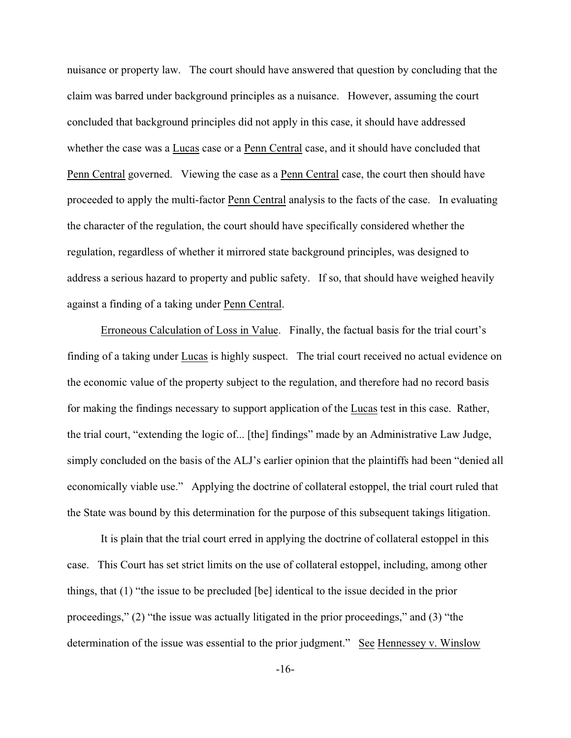nuisance or property law. The court should have answered that question by concluding that the claim was barred under background principles as a nuisance. However, assuming the court concluded that background principles did not apply in this case, it should have addressed whether the case was a Lucas case or a Penn Central case, and it should have concluded that Penn Central governed. Viewing the case as a Penn Central case, the court then should have proceeded to apply the multi-factor Penn Central analysis to the facts of the case. In evaluating the character of the regulation, the court should have specifically considered whether the regulation, regardless of whether it mirrored state background principles, was designed to address a serious hazard to property and public safety. If so, that should have weighed heavily against a finding of a taking under Penn Central.

Erroneous Calculation of Loss in Value. Finally, the factual basis for the trial court's finding of a taking under Lucas is highly suspect. The trial court received no actual evidence on the economic value of the property subject to the regulation, and therefore had no record basis for making the findings necessary to support application of the Lucas test in this case. Rather, the trial court, "extending the logic of... [the] findings" made by an Administrative Law Judge, simply concluded on the basis of the ALJ's earlier opinion that the plaintiffs had been "denied all economically viable use." Applying the doctrine of collateral estoppel, the trial court ruled that the State was bound by this determination for the purpose of this subsequent takings litigation.

It is plain that the trial court erred in applying the doctrine of collateral estoppel in this case. This Court has set strict limits on the use of collateral estoppel, including, among other things, that (1) "the issue to be precluded [be] identical to the issue decided in the prior proceedings," (2) "the issue was actually litigated in the prior proceedings," and (3) "the determination of the issue was essential to the prior judgment." See Hennessey v. Winslow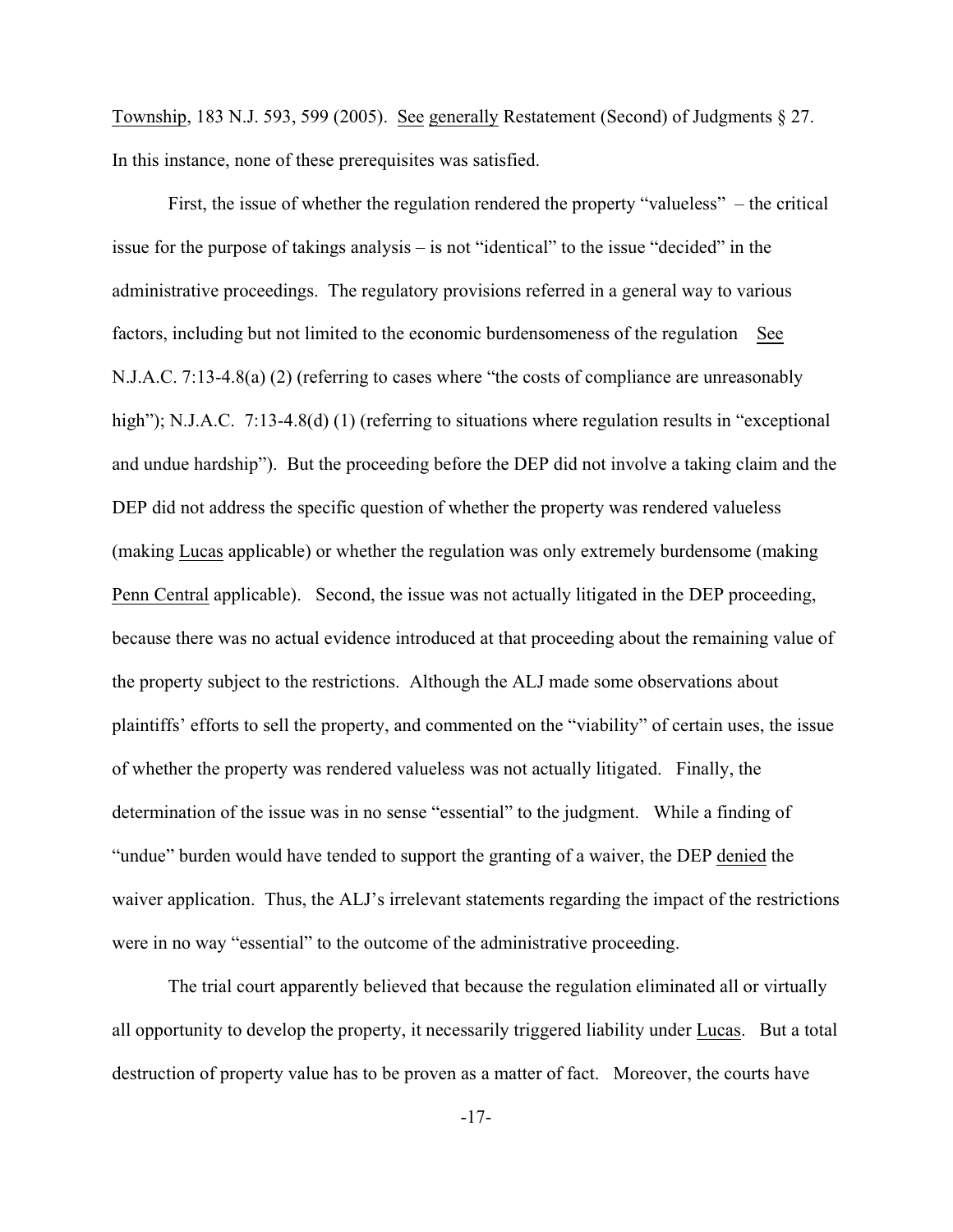Township, 183 N.J. 593, 599 (2005). See generally Restatement (Second) of Judgments § 27. In this instance, none of these prerequisites was satisfied.

First, the issue of whether the regulation rendered the property "valueless" – the critical issue for the purpose of takings analysis – is not "identical" to the issue "decided" in the administrative proceedings. The regulatory provisions referred in a general way to various factors, including but not limited to the economic burdensomeness of the regulation See N.J.A.C. 7:13-4.8(a) (2) (referring to cases where "the costs of compliance are unreasonably high"); N.J.A.C. 7:13-4.8(d) (1) (referring to situations where regulation results in "exceptional and undue hardship"). But the proceeding before the DEP did not involve a taking claim and the DEP did not address the specific question of whether the property was rendered valueless (making Lucas applicable) or whether the regulation was only extremely burdensome (making Penn Central applicable). Second, the issue was not actually litigated in the DEP proceeding, because there was no actual evidence introduced at that proceeding about the remaining value of the property subject to the restrictions. Although the ALJ made some observations about plaintiffs' efforts to sell the property, and commented on the "viability" of certain uses, the issue of whether the property was rendered valueless was not actually litigated. Finally, the determination of the issue was in no sense "essential" to the judgment. While a finding of "undue" burden would have tended to support the granting of a waiver, the DEP denied the waiver application. Thus, the ALJ's irrelevant statements regarding the impact of the restrictions were in no way "essential" to the outcome of the administrative proceeding.

The trial court apparently believed that because the regulation eliminated all or virtually all opportunity to develop the property, it necessarily triggered liability under Lucas. But a total destruction of property value has to be proven as a matter of fact. Moreover, the courts have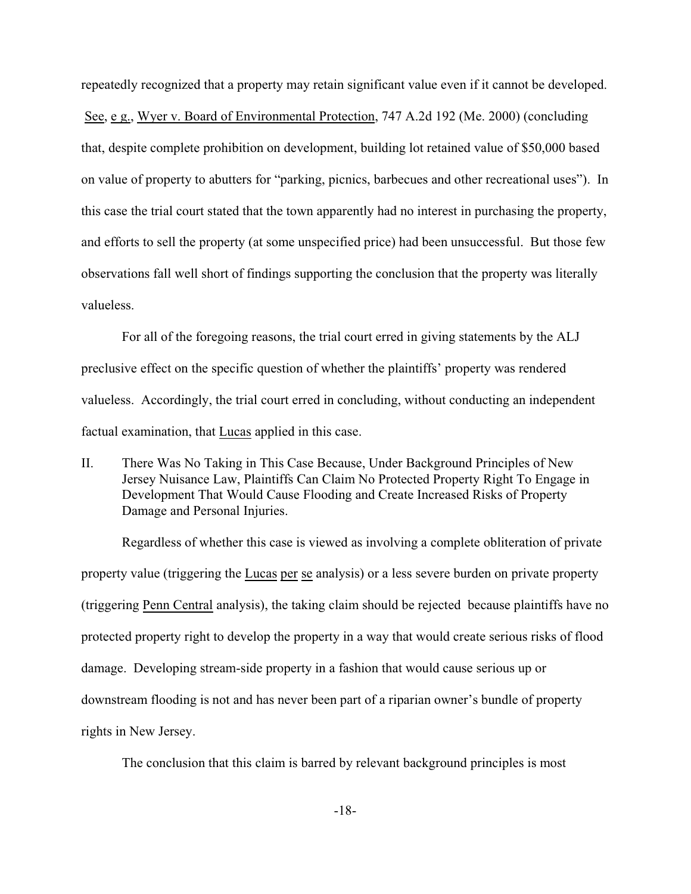repeatedly recognized that a property may retain significant value even if it cannot be developed. See, e g., Wyer v. Board of Environmental Protection, 747 A.2d 192 (Me. 2000) (concluding that, despite complete prohibition on development, building lot retained value of $50,000 based on value of property to abutters for "parking, picnics, barbecues and other recreational uses"). In this case the trial court stated that the town apparently had no interest in purchasing the property, and efforts to sell the property (at some unspecified price) had been unsuccessful. But those few observations fall well short of findings supporting the conclusion that the property was literally valueless.

For all of the foregoing reasons, the trial court erred in giving statements by the ALJ preclusive effect on the specific question of whether the plaintiffs' property was rendered valueless. Accordingly, the trial court erred in concluding, without conducting an independent factual examination, that Lucas applied in this case.

## II. There Was No Taking in This Case Because, Under Background Principles of New Jersey Nuisance Law, Plaintiffs Can Claim No Protected Property Right To Engage in Development That Would Cause Flooding and Create Increased Risks of Property Damage and Personal Injuries.

Regardless of whether this case is viewed as involving a complete obliteration of private property value (triggering the Lucas per se analysis) or a less severe burden on private property (triggering Penn Central analysis), the taking claim should be rejected because plaintiffs have no protected property right to develop the property in a way that would create serious risks of flood damage. Developing stream-side property in a fashion that would cause serious up or downstream flooding is not and has never been part of a riparian owner's bundle of property rights in New Jersey.

The conclusion that this claim is barred by relevant background principles is most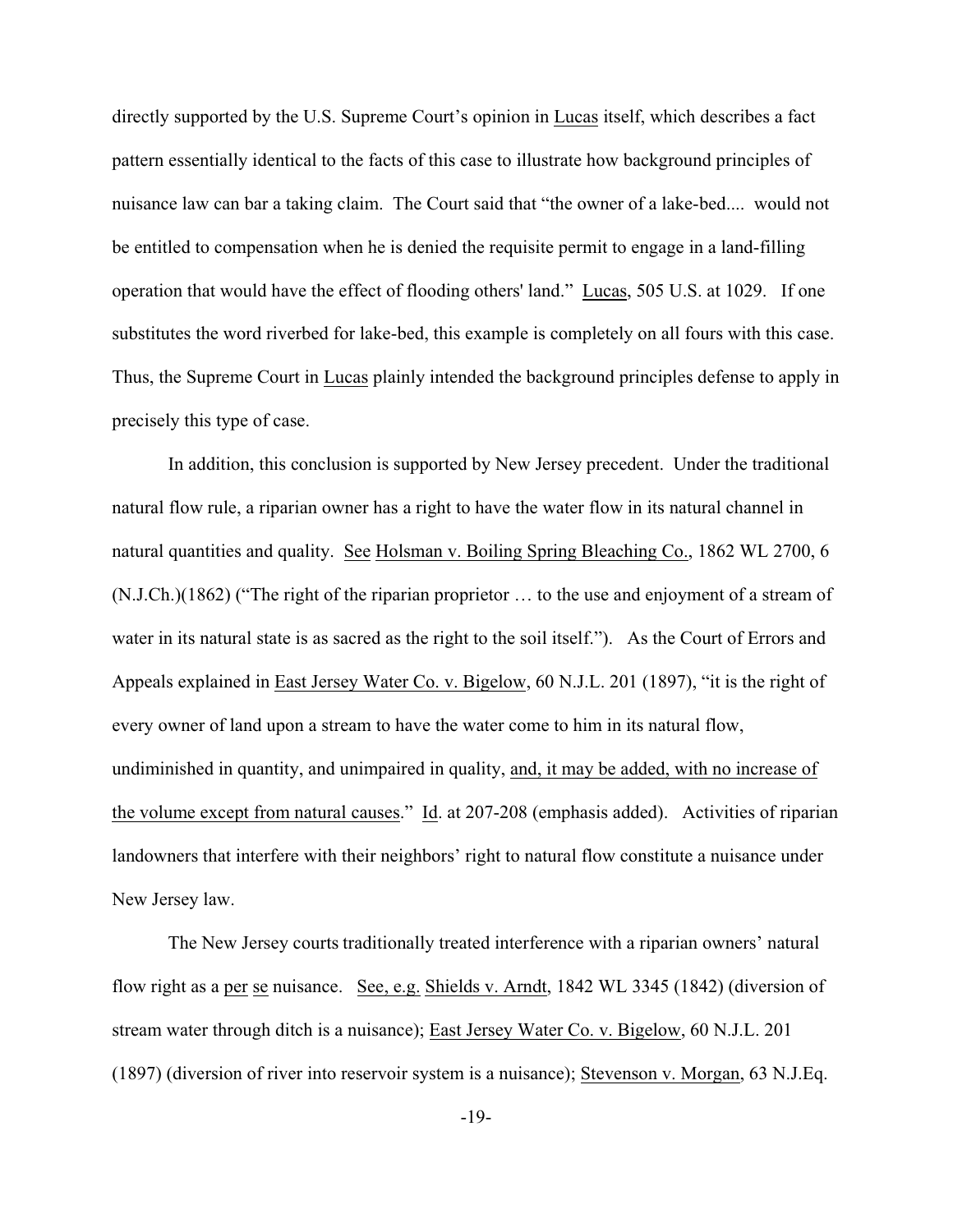directly supported by the U.S. Supreme Court's opinion in Lucas itself, which describes a fact pattern essentially identical to the facts of this case to illustrate how background principles of nuisance law can bar a taking claim. The Court said that "the owner of a lake-bed.... would not be entitled to compensation when he is denied the requisite permit to engage in a land-filling operation that would have the effect of flooding others' land." Lucas, 505 U.S. at 1029. If one substitutes the word riverbed for lake-bed, this example is completely on all fours with this case. Thus, the Supreme Court in Lucas plainly intended the background principles defense to apply in precisely this type of case.

In addition, this conclusion is supported by New Jersey precedent. Under the traditional natural flow rule, a riparian owner has a right to have the water flow in its natural channel in natural quantities and quality. See Holsman v. Boiling Spring Bleaching Co., 1862 WL 2700, 6 (N.J.Ch.)(1862) ("The right of the riparian proprietor … to the use and enjoyment of a stream of water in its natural state is as sacred as the right to the soil itself."). As the Court of Errors and Appeals explained in East Jersey Water Co. v. Bigelow, 60 N.J.L. 201 (1897), "it is the right of every owner of land upon a stream to have the water come to him in its natural flow, undiminished in quantity, and unimpaired in quality, and, it may be added, with no increase of the volume except from natural causes." Id. at 207-208 (emphasis added). Activities of riparian landowners that interfere with their neighbors' right to natural flow constitute a nuisance under New Jersey law.

The New Jersey courts traditionally treated interference with a riparian owners' natural flow right as a *per se* nuisance. See, e.g. Shields v. Arndt, 1842 WL 3345 (1842) (diversion of stream water through ditch is a nuisance); East Jersey Water Co. v. Bigelow, 60 N.J.L. 201 (1897) (diversion of river into reservoir system is a nuisance); Stevenson v. Morgan, 63 N.J.Eq.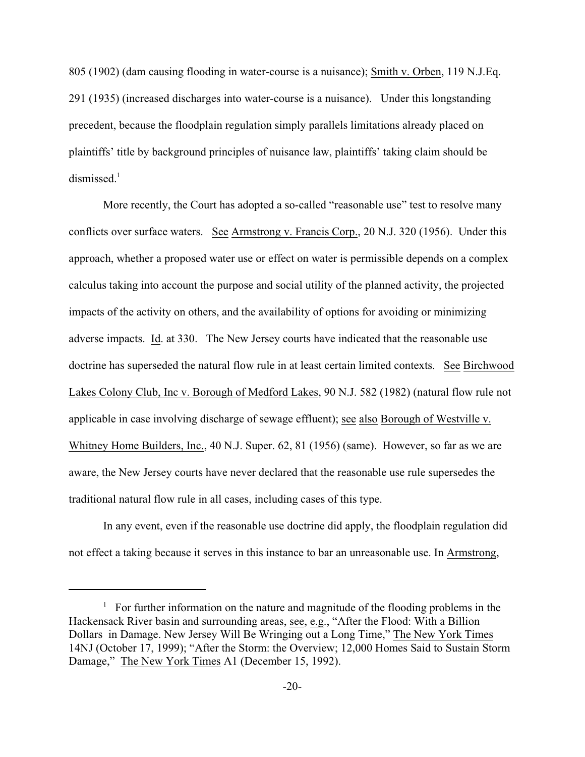805 (1902) (dam causing flooding in water-course is a nuisance); Smith v. Orben, 119 N.J.Eq. 291 (1935) (increased discharges into water-course is a nuisance). Under this longstanding precedent, because the floodplain regulation simply parallels limitations already placed on plaintiffs' title by background principles of nuisance law, plaintiffs' taking claim should be dismissed.[1]

More recently, the Court has adopted a so-called "reasonable use" test to resolve many conflicts over surface waters. See Armstrong v. Francis Corp., 20 N.J. 320 (1956). Under this approach, whether a proposed water use or effect on water is permissible depends on a complex calculus taking into account the purpose and social utility of the planned activity, the projected impacts of the activity on others, and the availability of options for avoiding or minimizing adverse impacts. Id. at 330. The New Jersey courts have indicated that the reasonable use doctrine has superseded the natural flow rule in at least certain limited contexts. See Birchwood Lakes Colony Club, Inc v. Borough of Medford Lakes, 90 N.J. 582 (1982) (natural flow rule not applicable in case involving discharge of sewage effluent); see also Borough of Westville v. Whitney Home Builders, Inc., 40 N.J. Super. 62, 81 (1956) (same). However, so far as we are aware, the New Jersey courts have never declared that the reasonable use rule supersedes the traditional natural flow rule in all cases, including cases of this type.

In any event, even if the reasonable use doctrine did apply, the floodplain regulation did not effect a taking because it serves in this instance to bar an unreasonable use. In Armstrong,

---

[1] For further information on the nature and magnitude of the flooding problems in the Hackensack River basin and surrounding areas, see, e.g., "After the Flood: With a Billion Dollars in Damage. New Jersey Will Be Wringing out a Long Time," The New York Times 14NJ (October 17, 1999); "After the Storm: the Overview; 12,000 Homes Said to Sustain Storm Damage," The New York Times A1 (December 15, 1992).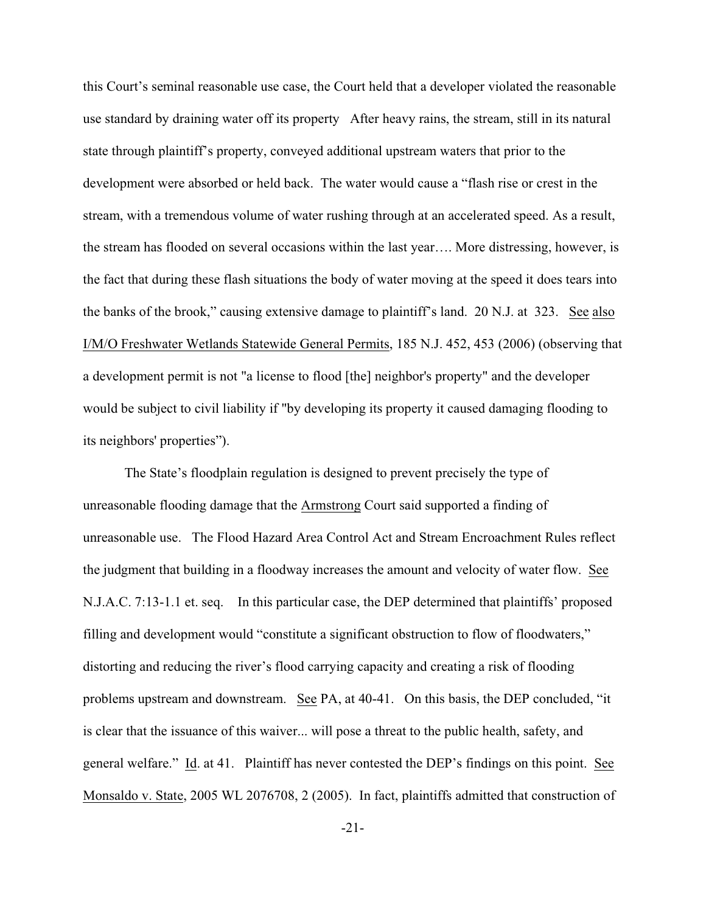this Court's seminal reasonable use case, the Court held that a developer violated the reasonable use standard by draining water off its property After heavy rains, the stream, still in its natural state through plaintiff's property, conveyed additional upstream waters that prior to the development were absorbed or held back. The water would cause a "flash rise or crest in the stream, with a tremendous volume of water rushing through at an accelerated speed. As a result, the stream has flooded on several occasions within the last year…. More distressing, however, is the fact that during these flash situations the body of water moving at the speed it does tears into the banks of the brook," causing extensive damage to plaintiff's land. 20 N.J. at 323. See also I/M/O Freshwater Wetlands Statewide General Permits, 185 N.J. 452, 453 (2006) (observing that a development permit is not "a license to flood [the] neighbor's property" and the developer would be subject to civil liability if "by developing its property it caused damaging flooding to its neighbors' properties").

The State's floodplain regulation is designed to prevent precisely the type of unreasonable flooding damage that the Armstrong Court said supported a finding of unreasonable use. The Flood Hazard Area Control Act and Stream Encroachment Rules reflect the judgment that building in a floodway increases the amount and velocity of water flow. See N.J.A.C. 7:13-1.1 et. seq. In this particular case, the DEP determined that plaintiffs' proposed filling and development would "constitute a significant obstruction to flow of floodwaters," distorting and reducing the river's flood carrying capacity and creating a risk of flooding problems upstream and downstream. See PA, at 40-41. On this basis, the DEP concluded, "it is clear that the issuance of this waiver... will pose a threat to the public health, safety, and general welfare." Id. at 41. Plaintiff has never contested the DEP's findings on this point. See Monsaldo v. State, 2005 WL 2076708, 2 (2005). In fact, plaintiffs admitted that construction of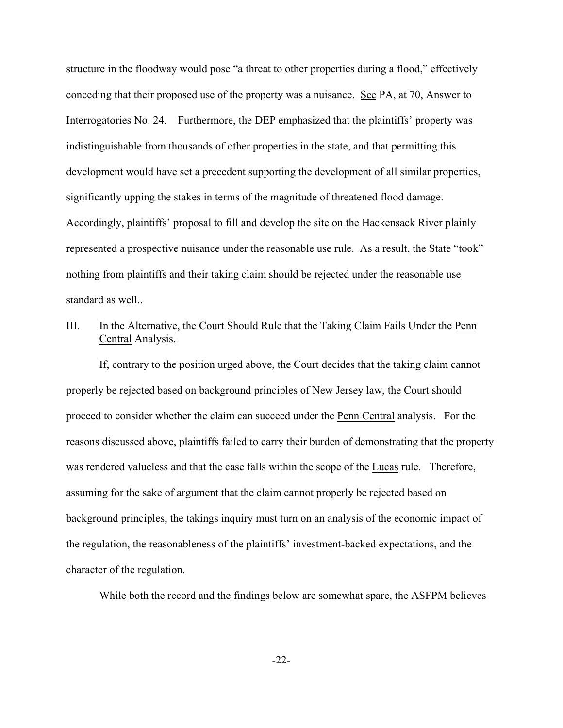structure in the floodway would pose "a threat to other properties during a flood," effectively conceding that their proposed use of the property was a nuisance. See PA, at 70, Answer to Interrogatories No. 24. Furthermore, the DEP emphasized that the plaintiffs' property was indistinguishable from thousands of other properties in the state, and that permitting this development would have set a precedent supporting the development of all similar properties, significantly upping the stakes in terms of the magnitude of threatened flood damage. Accordingly, plaintiffs' proposal to fill and develop the site on the Hackensack River plainly represented a prospective nuisance under the reasonable use rule. As a result, the State "took" nothing from plaintiffs and their taking claim should be rejected under the reasonable use standard as well..

## III. In the Alternative, the Court Should Rule that the Taking Claim Fails Under the Penn Central Analysis.

If, contrary to the position urged above, the Court decides that the taking claim cannot properly be rejected based on background principles of New Jersey law, the Court should proceed to consider whether the claim can succeed under the Penn Central analysis. For the reasons discussed above, plaintiffs failed to carry their burden of demonstrating that the property was rendered valueless and that the case falls within the scope of the Lucas rule. Therefore, assuming for the sake of argument that the claim cannot properly be rejected based on background principles, the takings inquiry must turn on an analysis of the economic impact of the regulation, the reasonableness of the plaintiffs' investment-backed expectations, and the character of the regulation.

While both the record and the findings below are somewhat spare, the ASFPM believes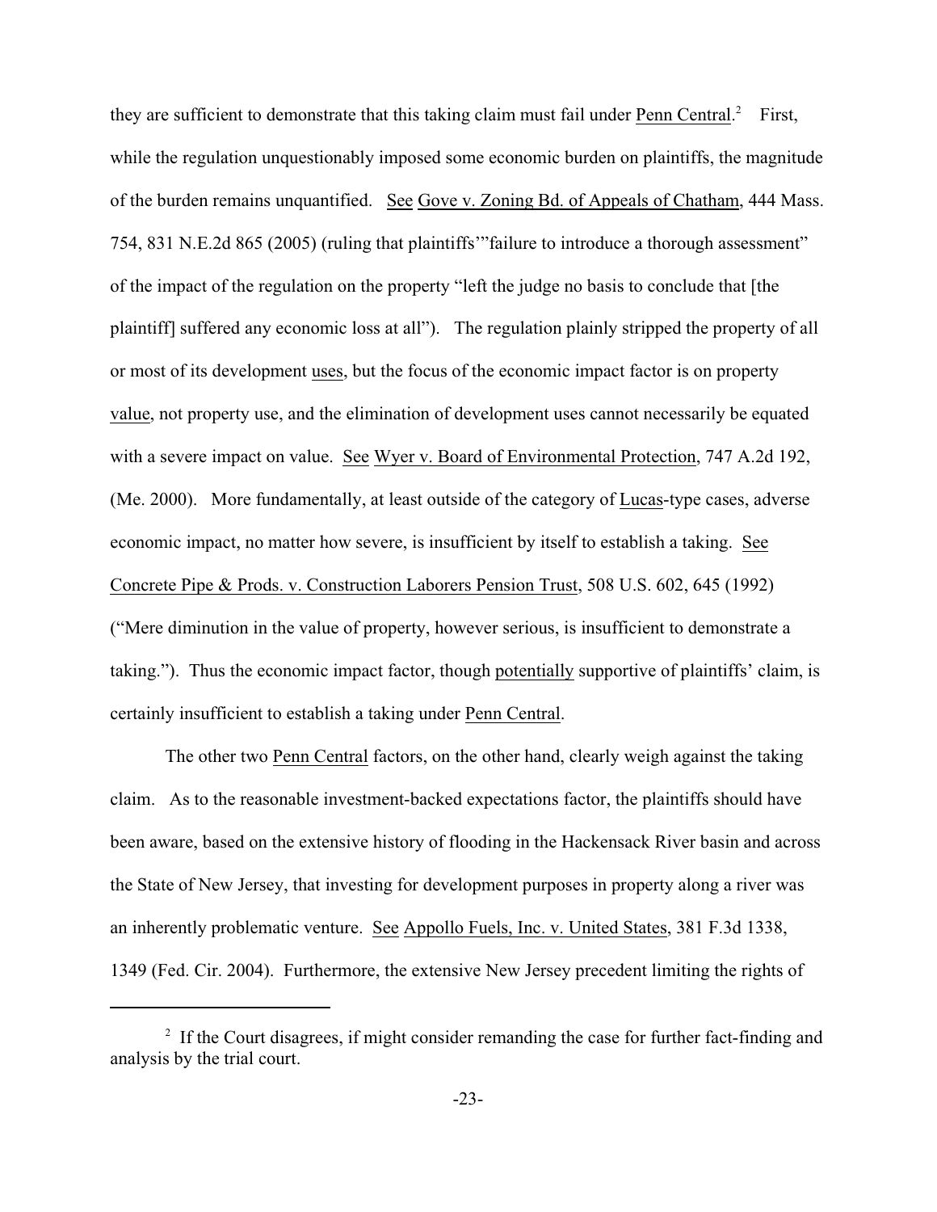they are sufficient to demonstrate that this taking claim must fail under Penn Central.[2] First, while the regulation unquestionably imposed some economic burden on plaintiffs, the magnitude of the burden remains unquantified. See Gove v. Zoning Bd. of Appeals of Chatham, 444 Mass. 754, 831 N.E.2d 865 (2005) (ruling that plaintiffs'"failure to introduce a thorough assessment" of the impact of the regulation on the property "left the judge no basis to conclude that [the plaintiff] suffered any economic loss at all"). The regulation plainly stripped the property of all or most of its development uses, but the focus of the economic impact factor is on property value, not property use, and the elimination of development uses cannot necessarily be equated with a severe impact on value. See Wyer v. Board of Environmental Protection, 747 A.2d 192, (Me. 2000). More fundamentally, at least outside of the category of Lucas-type cases, adverse economic impact, no matter how severe, is insufficient by itself to establish a taking. See Concrete Pipe & Prods. v. Construction Laborers Pension Trust, 508 U.S. 602, 645 (1992) ("Mere diminution in the value of property, however serious, is insufficient to demonstrate a taking."). Thus the economic impact factor, though potentially supportive of plaintiffs' claim, is certainly insufficient to establish a taking under Penn Central.

The other two Penn Central factors, on the other hand, clearly weigh against the taking claim. As to the reasonable investment-backed expectations factor, the plaintiffs should have been aware, based on the extensive history of flooding in the Hackensack River basin and across the State of New Jersey, that investing for development purposes in property along a river was an inherently problematic venture. See Appollo Fuels, Inc. v. United States, 381 F.3d 1338, 1349 (Fed. Cir. 2004). Furthermore, the extensive New Jersey precedent limiting the rights of

[2] If the Court disagrees, if might consider remanding the case for further fact-finding and analysis by the trial court.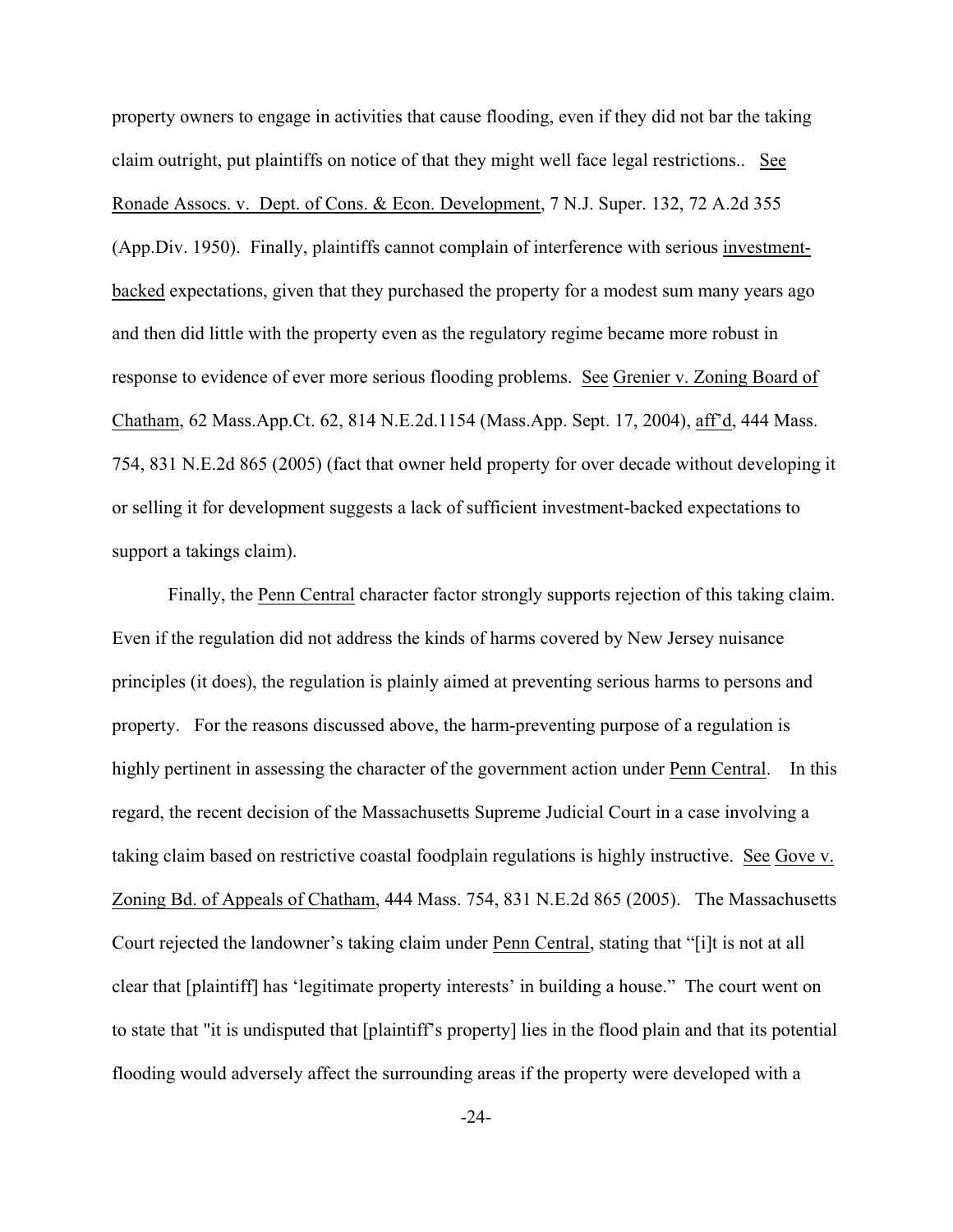property owners to engage in activities that cause flooding, even if they did not bar the taking claim outright, put plaintiffs on notice of that they might well face legal restrictions.. See Ronade Assocs. v. Dept. of Cons. & Econ. Development, 7 N.J. Super. 132, 72 A.2d 355 (App.Div. 1950). Finally, plaintiffs cannot complain of interference with serious investment-backed expectations, given that they purchased the property for a modest sum many years ago and then did little with the property even as the regulatory regime became more robust in response to evidence of ever more serious flooding problems. See Grenier v. Zoning Board of Chatham, 62 Mass.App.Ct. 62, 814 N.E.2d.1154 (Mass.App. Sept. 17, 2004), aff'd, 444 Mass. 754, 831 N.E.2d 865 (2005) (fact that owner held property for over decade without developing it or selling it for development suggests a lack of sufficient investment-backed expectations to support a takings claim).

Finally, the Penn Central character factor strongly supports rejection of this taking claim. Even if the regulation did not address the kinds of harms covered by New Jersey nuisance principles (it does), the regulation is plainly aimed at preventing serious harms to persons and property. For the reasons discussed above, the harm-preventing purpose of a regulation is highly pertinent in assessing the character of the government action under Penn Central. In this regard, the recent decision of the Massachusetts Supreme Judicial Court in a case involving a taking claim based on restrictive coastal foodplain regulations is highly instructive. See Gove v. Zoning Bd. of Appeals of Chatham, 444 Mass. 754, 831 N.E.2d 865 (2005). The Massachusetts Court rejected the landowner's taking claim under Penn Central, stating that "[i]t is not at all clear that [plaintiff] has 'legitimate property interests' in building a house." The court went on to state that "it is undisputed that [plaintiff's property] lies in the flood plain and that its potential flooding would adversely affect the surrounding areas if the property were developed with a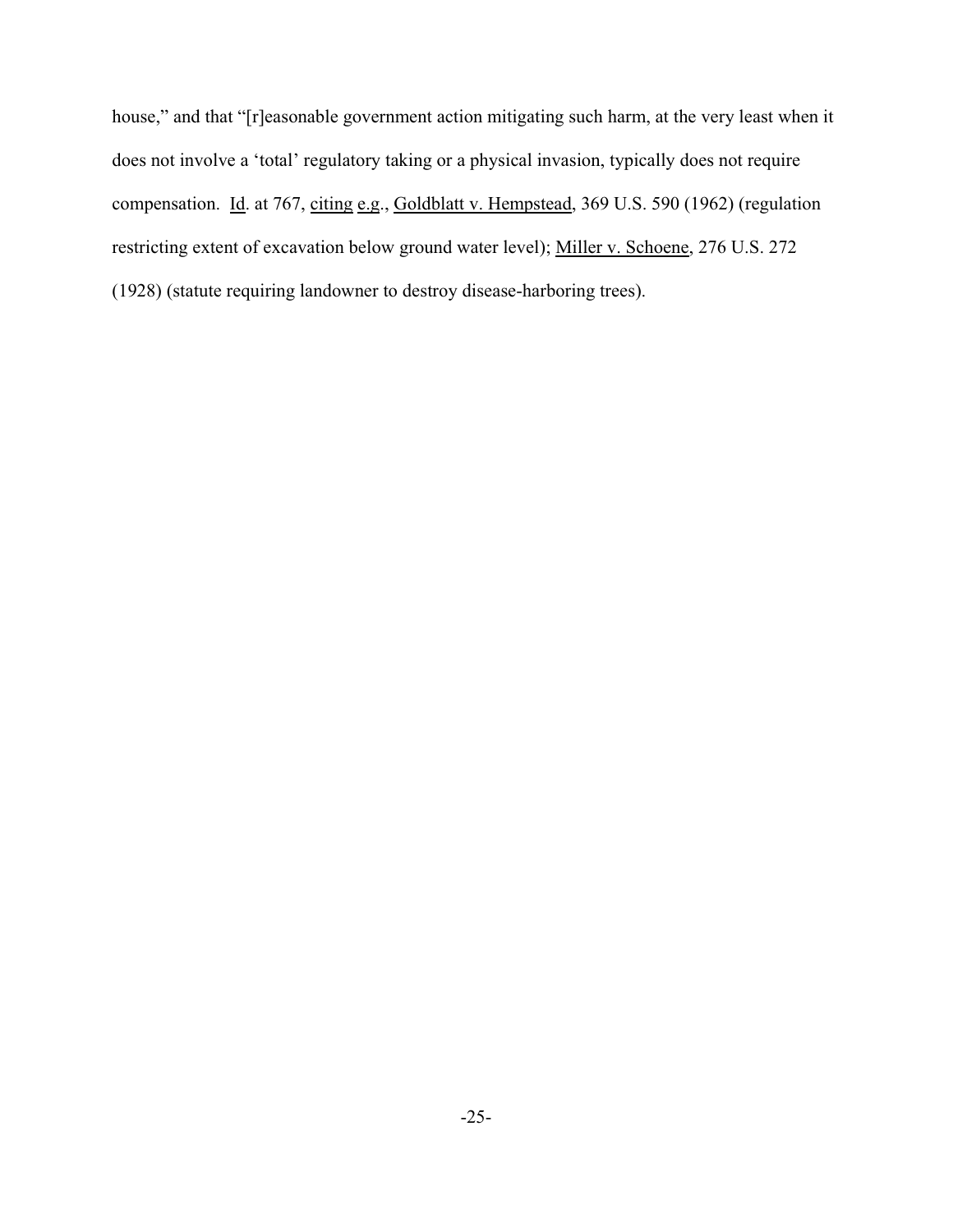house," and that "[r]easonable government action mitigating such harm, at the very least when it does not involve a 'total' regulatory taking or a physical invasion, typically does not require compensation. Id. at 767, citing e.g., Goldblatt v. Hempstead, 369 U.S. 590 (1962) (regulation restricting extent of excavation below ground water level); Miller v. Schoene, 276 U.S. 272 (1928) (statute requiring landowner to destroy disease-harboring trees).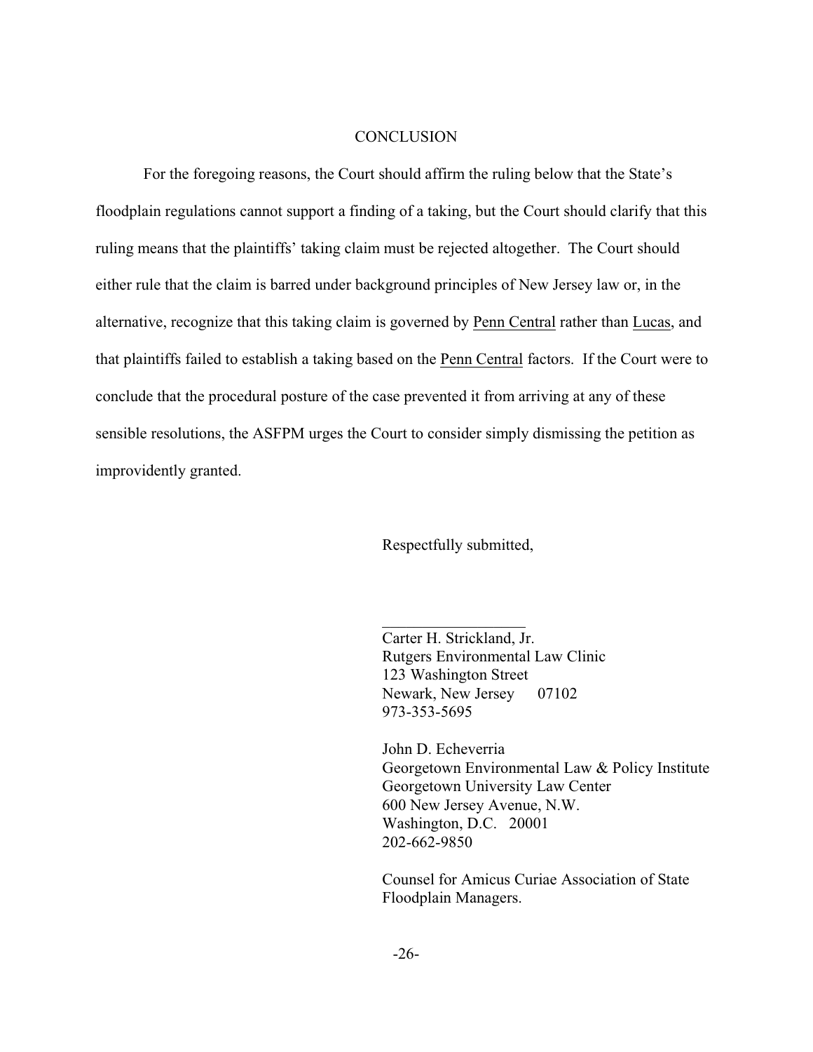## CONCLUSION

For the foregoing reasons, the Court should affirm the ruling below that the State's floodplain regulations cannot support a finding of a taking, but the Court should clarify that this ruling means that the plaintiffs' taking claim must be rejected altogether. The Court should either rule that the claim is barred under background principles of New Jersey law or, in the alternative, recognize that this taking claim is governed by Penn Central rather than Lucas, and that plaintiffs failed to establish a taking based on the Penn Central factors. If the Court were to conclude that the procedural posture of the case prevented it from arriving at any of these sensible resolutions, the ASFPM urges the Court to consider simply dismissing the petition as improvidently granted.

Respectfully submitted,

\_\_\_\_\_\_\_\_\_\_\_\_\_\_\_\_\_\_

Carter H. Strickland, Jr.
Rutgers Environmental Law Clinic
123 Washington Street
Newark, New Jersey 07102
973-353-5695

John D. Echeverria
Georgetown Environmental Law & Policy Institute
Georgetown University Law Center
600 New Jersey Avenue, N.W.
Washington, D.C. 20001
202-662-9850

Counsel for Amicus Curiae Association of State Floodplain Managers.